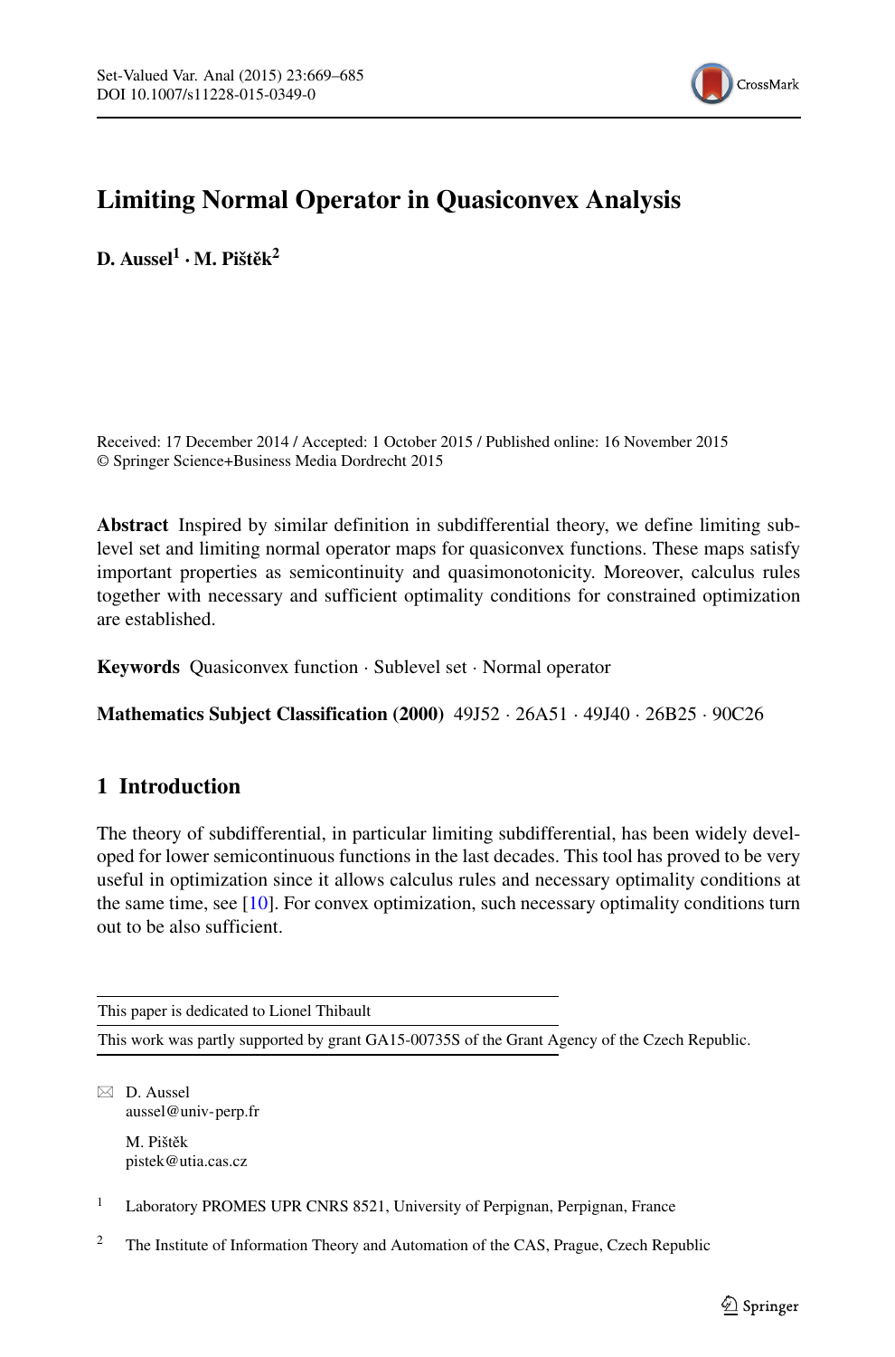# Limiting Normal Operator in Quasiconvex Analysis

**D. Aussel[1] · M. Pištěk[2]**

Received: 17 December 2014 / Accepted: 1 October 2015 / Published online: 16 November 2015
© Springer Science+Business Media Dordrecht 2015

**Abstract** Inspired by similar definition in subdifferential theory, we define limiting sublevel set and limiting normal operator maps for quasiconvex functions. These maps satisfy important properties as semicontinuity and quasimonotonicity. Moreover, calculus rules together with necessary and sufficient optimality conditions for constrained optimization are established.

**Keywords** Quasiconvex function · Sublevel set · Normal operator

**Mathematics Subject Classification (2000)** 49J52 · 26A51 · 49J40 · 26B25 · 90C26

## 1 Introduction

The theory of subdifferential, in particular limiting subdifferential, has been widely developed for lower semicontinuous functions in the last decades. This tool has proved to be very useful in optimization since it allows calculus rules and necessary optimality conditions at the same time, see [10]. For convex optimization, such necessary optimality conditions turn out to be also sufficient.

This paper is dedicated to Lionel Thibault

This work was partly supported by grant GA15-00735S of the Grant Agency of the Czech Republic.

D. Aussel
aussel@univ-perp.fr

M. Pištěk
pistek@utia.cas.cz

[1] Laboratory PROMES UPR CNRS 8521, University of Perpignan, Perpignan, France

[2] The Institute of Information Theory and Automation of the CAS, Prague, Czech Republic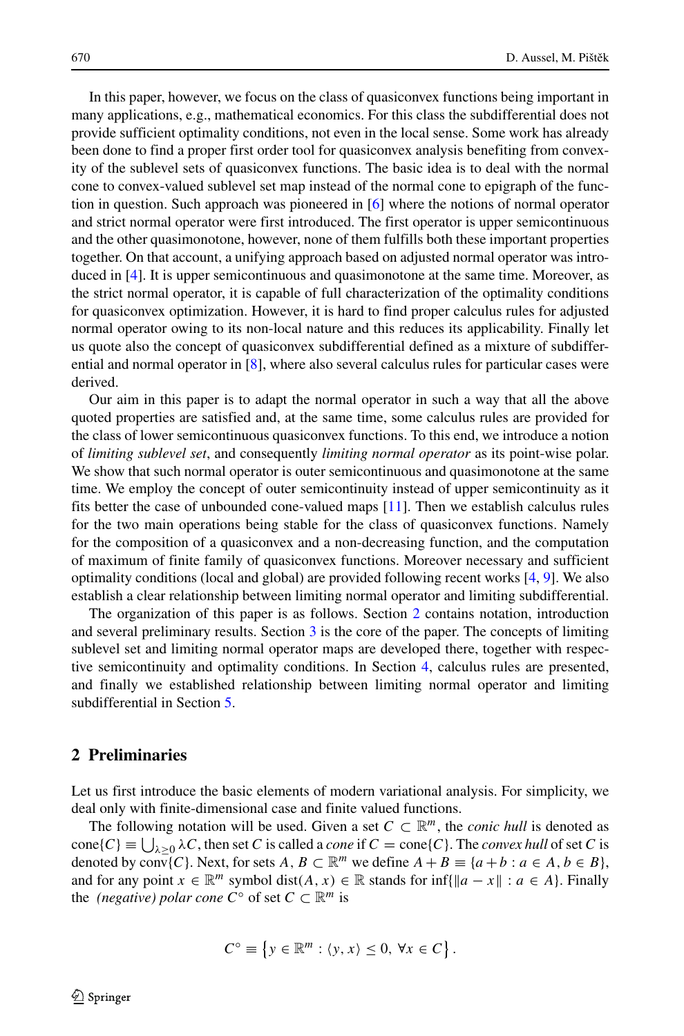In this paper, however, we focus on the class of quasiconvex functions being important in many applications, e.g., mathematical economics. For this class the subdifferential does not provide sufficient optimality conditions, not even in the local sense. Some work has already been done to find a proper first order tool for quasiconvex analysis benefiting from convexity of the sublevel sets of quasiconvex functions. The basic idea is to deal with the normal cone to convex-valued sublevel set map instead of the normal cone to epigraph of the function in question. Such approach was pioneered in [6] where the notions of normal operator and strict normal operator were first introduced. The first operator is upper semicontinuous and the other quasimonotone, however, none of them fulfills both these important properties together. On that account, a unifying approach based on adjusted normal operator was introduced in [4]. It is upper semicontinuous and quasimonotone at the same time. Moreover, as the strict normal operator, it is capable of full characterization of the optimality conditions for quasiconvex optimization. However, it is hard to find proper calculus rules for adjusted normal operator owing to its non-local nature and this reduces its applicability. Finally let us quote also the concept of quasiconvex subdifferential defined as a mixture of subdifferential and normal operator in [8], where also several calculus rules for particular cases were derived.

Our aim in this paper is to adapt the normal operator in such a way that all the above quoted properties are satisfied and, at the same time, some calculus rules are provided for the class of lower semicontinuous quasiconvex functions. To this end, we introduce a notion of *limiting sublevel set*, and consequently *limiting normal operator* as its point-wise polar. We show that such normal operator is outer semicontinuous and quasimonotone at the same time. We employ the concept of outer semicontinuity instead of upper semicontinuity as it fits better the case of unbounded cone-valued maps [11]. Then we establish calculus rules for the two main operations being stable for the class of quasiconvex functions. Namely for the composition of a quasiconvex and a non-decreasing function, and the computation of maximum of finite family of quasiconvex functions. Moreover necessary and sufficient optimality conditions (local and global) are provided following recent works [4, 9]. We also establish a clear relationship between limiting normal operator and limiting subdifferential.

The organization of this paper is as follows. Section 2 contains notation, introduction and several preliminary results. Section 3 is the core of the paper. The concepts of limiting sublevel set and limiting normal operator maps are developed there, together with respective semicontinuity and optimality conditions. In Section 4, calculus rules are presented, and finally we established relationship between limiting normal operator and limiting subdifferential in Section 5.

## 2 Preliminaries

Let us first introduce the basic elements of modern variational analysis. For simplicity, we deal only with finite-dimensional case and finite valued functions.

The following notation will be used. Given a set $C \subset \mathbb{R}^m$, the *conic hull* is denoted as $\text{cone}\{C\} \equiv \bigcup_{\lambda \geq 0} \lambda C$, then set $C$ is called a *cone* if $C = \text{cone}\{C\}$. The *convex hull* of set $C$ is denoted by $\text{conv}\{C\}$. Next, for sets $A, B \subset \mathbb{R}^m$ we define $A + B \equiv \{a + b : a \in A, b \in B\}$, and for any point $x \in \mathbb{R}^m$ symbol $\text{dist}(A, x) \in \mathbb{R}$ stands for $\inf\{\|a - x\| : a \in A\}$. Finally the *(negative) polar cone* $C^\circ$ of set $C \subset \mathbb{R}^m$ is

$$C^\circ \equiv \left\{ y \in \mathbb{R}^m : \langle y, x \rangle \leq 0, \ \forall x \in C \right\}.$$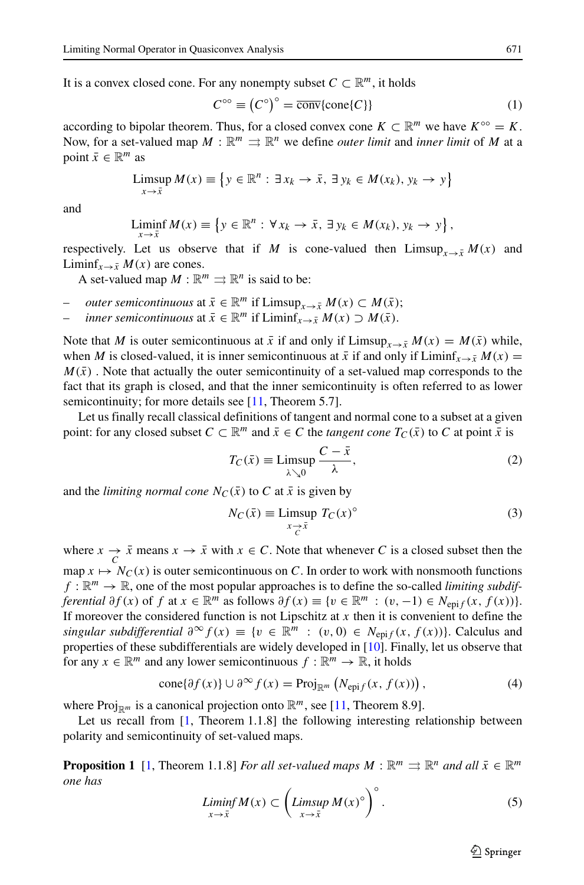It is a convex closed cone. For any nonempty subset $C \subset \mathbb{R}^m$, it holds

$$C^{\circ\circ} \equiv \left(C^{\circ}\right)^{\circ} = \overline{\text{conv}}\{\text{cone}\{C\}\} \tag{1}$$

according to bipolar theorem. Thus, for a closed convex cone $K \subset \mathbb{R}^m$ we have $K^{\circ\circ} = K$. Now, for a set-valued map $M : \mathbb{R}^m \rightrightarrows \mathbb{R}^n$ we define *outer limit* and *inner limit* of $M$ at a point $\bar{x} \in \mathbb{R}^m$ as

$$\operatorname*{Limsup}_{x \to \bar{x}} M(x) \equiv \left\{ y \in \mathbb{R}^n : \exists\, x_k \to \bar{x},\ \exists\, y_k \in M(x_k),\ y_k \to y \right\}$$

and

$$\operatorname*{Liminf}_{x \to \bar{x}} M(x) \equiv \left\{ y \in \mathbb{R}^n : \forall\, x_k \to \bar{x},\ \exists\, y_k \in M(x_k),\ y_k \to y \right\},$$

respectively. Let us observe that if $M$ is cone-valued then $\operatorname{Limsup}_{x \to \bar{x}} M(x)$ and $\operatorname{Liminf}_{x \to \bar{x}} M(x)$ are cones.

A set-valued map $M : \mathbb{R}^m \rightrightarrows \mathbb{R}^n$ is said to be:

- *outer semicontinuous* at $\bar{x} \in \mathbb{R}^m$ if $\operatorname{Limsup}_{x \to \bar{x}} M(x) \subset M(\bar{x})$;
- *inner semicontinuous* at $\bar{x} \in \mathbb{R}^m$ if $\operatorname{Liminf}_{x \to \bar{x}} M(x) \supset M(\bar{x})$.

Note that $M$ is outer semicontinuous at $\bar{x}$ if and only if $\operatorname{Limsup}_{x \to \bar{x}} M(x) = M(\bar{x})$ while, when $M$ is closed-valued, it is inner semicontinuous at $\bar{x}$ if and only if $\operatorname{Liminf}_{x \to \bar{x}} M(x) = M(\bar{x})$ . Note that actually the outer semicontinuity of a set-valued map corresponds to the fact that its graph is closed, and that the inner semicontinuity is often referred to as lower semicontinuity; for more details see [11, Theorem 5.7].

Let us finally recall classical definitions of tangent and normal cone to a subset at a given point: for any closed subset $C \subset \mathbb{R}^m$ and $\bar{x} \in C$ the *tangent cone* $T_C(\bar{x})$ to $C$ at point $\bar{x}$ is

$$T_C(\bar{x}) \equiv \operatorname*{Limsup}_{\lambda \searrow 0} \frac{C - \bar{x}}{\lambda}, \tag{2}$$

and the *limiting normal cone* $N_C(\bar{x})$ to $C$ at $\bar{x}$ is given by

$$N_C(\bar{x}) \equiv \operatorname*{Limsup}_{x \underset{C}{\to} \bar{x}} T_C(x)^{\circ} \tag{3}$$

where $x \underset{C}{\to} \bar{x}$ means $x \to \bar{x}$ with $x \in C$. Note that whenever $C$ is a closed subset then the map $x \mapsto N_C(x)$ is outer semicontinuous on $C$. In order to work with nonsmooth functions $f : \mathbb{R}^m \to \mathbb{R}$, one of the most popular approaches is to define the so-called *limiting subdifferential* $\partial f(x)$ of $f$ at $x \in \mathbb{R}^m$ as follows $\partial f(x) \equiv \{v \in \mathbb{R}^m : (v, -1) \in N_{\text{epi} f}(x, f(x))\}$. If moreover the considered function is not Lipschitz at $x$ then it is convenient to define the *singular subdifferential* $\partial^{\infty} f(x) \equiv \{v \in \mathbb{R}^m : (v, 0) \in N_{\text{epi} f}(x, f(x))\}$. Calculus and properties of these subdifferentials are widely developed in [10]. Finally, let us observe that for any $x \in \mathbb{R}^m$ and any lower semicontinuous $f : \mathbb{R}^m \to \mathbb{R}$, it holds

$$\text{cone}\{\partial f(x)\} \cup \partial^{\infty} f(x) = \text{Proj}_{\mathbb{R}^m}\left(N_{\text{epi} f}(x, f(x))\right), \tag{4}$$

where $\text{Proj}_{\mathbb{R}^m}$ is a canonical projection onto $\mathbb{R}^m$, see [11, Theorem 8.9].

Let us recall from [1, Theorem 1.1.8] the following interesting relationship between polarity and semicontinuity of set-valued maps.

**Proposition 1** [1, Theorem 1.1.8] *For all set-valued maps $M : \mathbb{R}^m \rightrightarrows \mathbb{R}^n$ and all $\bar{x} \in \mathbb{R}^m$ one has*

$$\operatorname*{Liminf}_{x \to \bar{x}} M(x) \subset \left( \operatorname*{Limsup}_{x \to \bar{x}} M(x)^{\circ} \right)^{\circ}. \tag{5}$$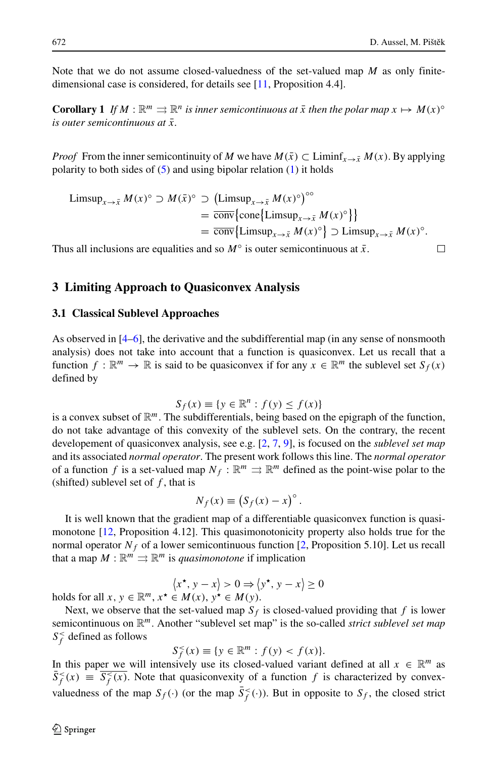Note that we do not assume closed-valuedness of the set-valued map $M$ as only finite-dimensional case is considered, for details see [11, Proposition 4.4].

**Corollary 1** *If $M : \mathbb{R}^m \rightrightarrows \mathbb{R}^n$ is inner semicontinuous at $\bar{x}$ then the polar map $x \mapsto M(x)^\circ$ is outer semicontinuous at $\bar{x}$.*

*Proof* From the inner semicontinuity of $M$ we have $M(\bar{x}) \subset \operatorname{Liminf}_{x \to \bar{x}} M(x)$. By applying polarity to both sides of (5) and using bipolar relation (1) it holds

$$
\begin{aligned}
\operatorname{Limsup}_{x\to\bar{x}} M(x)^\circ \supset M(\bar{x})^\circ &\supset \left(\operatorname{Limsup}_{x\to\bar{x}} M(x)^\circ\right)^{\circ\circ} \\
&= \overline{\operatorname{conv}}\left\{\operatorname{cone}\left\{\operatorname{Limsup}_{x\to\bar{x}} M(x)^\circ\right\}\right\} \\
&= \overline{\operatorname{conv}}\left\{\operatorname{Limsup}_{x\to\bar{x}} M(x)^\circ\right\} \supset \operatorname{Limsup}_{x\to\bar{x}} M(x)^\circ.
\end{aligned}
$$

Thus all inclusions are equalities and so $M^\circ$ is outer semicontinuous at $\bar{x}$. □

## 3 Limiting Approach to Quasiconvex Analysis

### 3.1 Classical Sublevel Approaches

As observed in [4–6], the derivative and the subdifferential map (in any sense of nonsmooth analysis) does not take into account that a function is quasiconvex. Let us recall that a function $f : \mathbb{R}^m \to \mathbb{R}$ is said to be quasiconvex if for any $x \in \mathbb{R}^m$ the sublevel set $S_f(x)$ defined by

$$S_f(x) \equiv \{y \in \mathbb{R}^n : f(y) \leq f(x)\}$$

is a convex subset of $\mathbb{R}^m$. The subdifferentials, being based on the epigraph of the function, do not take advantage of this convexity of the sublevel sets. On the contrary, the recent developement of quasiconvex analysis, see e.g. [2, 7, 9], is focused on the *sublevel set map* and its associated *normal operator*. The present work follows this line. The *normal operator* of a function $f$ is a set-valued map $N_f : \mathbb{R}^m \rightrightarrows \mathbb{R}^m$ defined as the point-wise polar to the (shifted) sublevel set of $f$, that is

$$N_f(x) \equiv \left(S_f(x) - x\right)^\circ.$$

It is well known that the gradient map of a differentiable quasiconvex function is quasimonotone [12, Proposition 4.12]. This quasimonotonicity property also holds true for the normal operator $N_f$ of a lower semicontinuous function [2, Proposition 5.10]. Let us recall that a map $M : \mathbb{R}^m \rightrightarrows \mathbb{R}^m$ is *quasimonotone* if implication

$$\left\langle x^\star, y - x\right\rangle > 0 \Rightarrow \left\langle y^\star, y - x\right\rangle \geq 0$$

holds for all $x, y \in \mathbb{R}^m$, $x^\star \in M(x)$, $y^\star \in M(y)$.

Next, we observe that the set-valued map $S_f$ is closed-valued providing that $f$ is lower semicontinuous on $\mathbb{R}^m$. Another "sublevel set map" is the so-called *strict sublevel set map* $S_f^<$ defined as follows

$$S_f^<(x) \equiv \{y \in \mathbb{R}^m : f(y) < f(x)\}.$$

In this paper we will intensively use its closed-valued variant defined at all $x \in \mathbb{R}^m$ as $\bar{S}_f^<(x) \equiv \overline{S_f^<(x)}$. Note that quasiconvexity of a function $f$ is characterized by convex-valuedness of the map $S_f(\cdot)$ (or the map $\bar{S}_f^<(\cdot)$). But in opposite to $S_f$, the closed strict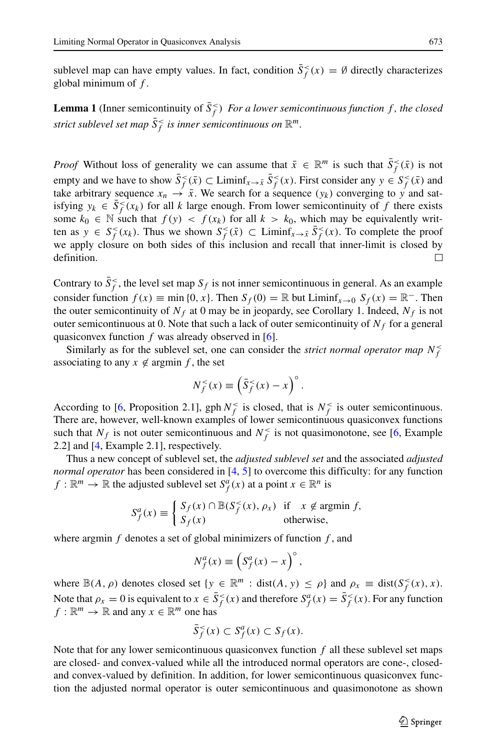sublevel map can have empty values. In fact, condition $\bar{S}^<_f(x) = \emptyset$ directly characterizes global minimum of $f$.

**Lemma 1** (Inner semicontinuity of $\bar{S}^<_f$) *For a lower semicontinuous function $f$, the closed strict sublevel set map $\bar{S}^<_f$ is inner semicontinuous on $\mathbb{R}^m$.*

*Proof* Without loss of generality we can assume that $\bar{x} \in \mathbb{R}^m$ is such that $\bar{S}^<_f(\bar{x})$ is not empty and we have to show $\bar{S}^<_f(\bar{x}) \subset \operatorname{Liminf}_{x \to \bar{x}} \bar{S}^<_f(x)$. First consider any $y \in S^<_f(\bar{x})$ and take arbitrary sequence $x_n \to \bar{x}$. We search for a sequence $(y_k)$ converging to $y$ and satisfying $y_k \in \bar{S}^<_f(x_k)$ for all $k$ large enough. From lower semicontinuity of $f$ there exists some $k_0 \in \mathbb{N}$ such that $f(y) < f(x_k)$ for all $k > k_0$, which may be equivalently written as $y \in S^<_f(x_k)$. Thus we shown $S^<_f(\bar{x}) \subset \operatorname{Liminf}_{x \to \bar{x}} \bar{S}^<_f(x)$. To complete the proof we apply closure on both sides of this inclusion and recall that inner-limit is closed by definition. □

Contrary to $\bar{S}^<_f$, the level set map $S_f$ is not inner semicontinuous in general. As an example consider function $f(x) \equiv \min\{0, x\}$. Then $S_f(0) = \mathbb{R}$ but $\operatorname{Liminf}_{x \to 0} S_f(x) = \mathbb{R}^-$. Then the outer semicontinuity of $N_f$ at 0 may be in jeopardy, see Corollary 1. Indeed, $N_f$ is not outer semicontinuous at 0. Note that such a lack of outer semicontinuity of $N_f$ for a general quasiconvex function $f$ was already observed in [6].

Similarly as for the sublevel set, one can consider the *strict normal operator map* $N^<_f$ associating to any $x \notin \operatorname{argmin} f$, the set

$$N^<_f(x) \equiv \left(\bar{S}^<_f(x) - x\right)^\circ.$$

According to [6, Proposition 2.1], $\operatorname{gph} N^<_f$ is closed, that is $N^<_f$ is outer semicontinuous. There are, however, well-known examples of lower semicontinuous quasiconvex functions such that $N_f$ is not outer semicontinuous and $N^<_f$ is not quasimonotone, see [6, Example 2.2] and [4, Example 2.1], respectively.

Thus a new concept of sublevel set, the *adjusted sublevel set* and the associated *adjusted normal operator* has been considered in [4, 5] to overcome this difficulty: for any function $f : \mathbb{R}^m \to \mathbb{R}$ the adjusted sublevel set $S^a_f(x)$ at a point $x \in \mathbb{R}^n$ is

$$S^a_f(x) \equiv \begin{cases} S_f(x) \cap \mathbb{B}(S^<_f(x), \rho_x) & \text{if} \quad x \notin \operatorname{argmin} f, \\ S_f(x) & \text{otherwise}, \end{cases}$$

where $\operatorname{argmin} f$ denotes a set of global minimizers of function $f$, and

$$N^a_f(x) \equiv \left(S^a_f(x) - x\right)^\circ,$$

where $\mathbb{B}(A, \rho)$ denotes closed set $\{y \in \mathbb{R}^m : \operatorname{dist}(A, y) \le \rho\}$ and $\rho_x \equiv \operatorname{dist}(S^<_f(x), x)$. Note that $\rho_x = 0$ is equivalent to $x \in \bar{S}^<_f(x)$ and therefore $S^a_f(x) = \bar{S}^<_f(x)$. For any function $f : \mathbb{R}^m \to \mathbb{R}$ and any $x \in \mathbb{R}^m$ one has

$$\bar{S}^<_f(x) \subset S^a_f(x) \subset S_f(x).$$

Note that for any lower semicontinuous quasiconvex function $f$ all these sublevel set maps are closed- and convex-valued while all the introduced normal operators are cone-, closed- and convex-valued by definition. In addition, for lower semicontinuous quasiconvex function the adjusted normal operator is outer semicontinuous and quasimonotone as shown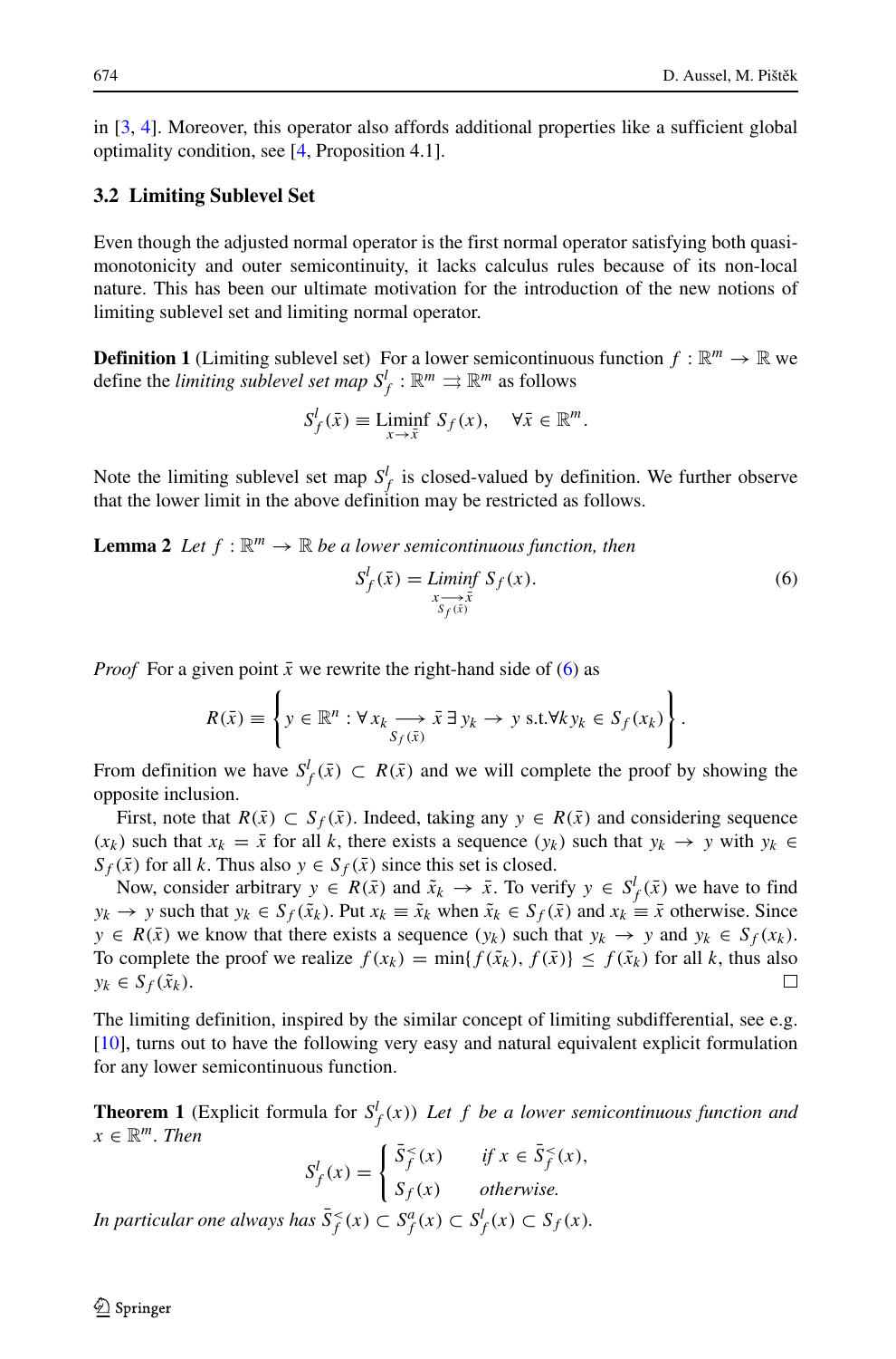in [3, 4]. Moreover, this operator also affords additional properties like a sufficient global optimality condition, see [4, Proposition 4.1].

### 3.2 Limiting Sublevel Set

Even though the adjusted normal operator is the first normal operator satisfying both quasi-monotonicity and outer semicontinuity, it lacks calculus rules because of its non-local nature. This has been our ultimate motivation for the introduction of the new notions of limiting sublevel set and limiting normal operator.

**Definition 1** (Limiting sublevel set) For a lower semicontinuous function $f : \mathbb{R}^m \to \mathbb{R}$ we define the *limiting sublevel set map* $S_f^l : \mathbb{R}^m \rightrightarrows \mathbb{R}^m$ as follows

$$S_f^l(\bar{x}) \equiv \operatorname*{Liminf}_{x \to \bar{x}} S_f(x), \quad \forall \bar{x} \in \mathbb{R}^m.$$

Note the limiting sublevel set map $S_f^l$ is closed-valued by definition. We further observe that the lower limit in the above definition may be restricted as follows.

**Lemma 2** *Let $f : \mathbb{R}^m \to \mathbb{R}$ be a lower semicontinuous function, then*

$$S_f^l(\bar{x}) = \operatorname*{Liminf}_{x \underset{S_f(\bar{x})}{\longrightarrow} \bar{x}} S_f(x). \tag{6}$$

*Proof* For a given point $\bar{x}$ we rewrite the right-hand side of (6) as

$$R(\bar{x}) \equiv \left\{ y \in \mathbb{R}^n : \forall\, x_k \underset{S_f(\bar{x})}{\longrightarrow} \bar{x}\ \exists\, y_k \to y \text{ s.t.} \forall k\, y_k \in S_f(x_k) \right\}.$$

From definition we have $S_f^l(\bar{x}) \subset R(\bar{x})$ and we will complete the proof by showing the opposite inclusion.

First, note that $R(\bar{x}) \subset S_f(\bar{x})$. Indeed, taking any $y \in R(\bar{x})$ and considering sequence $(x_k)$ such that $x_k = \bar{x}$ for all $k$, there exists a sequence $(y_k)$ such that $y_k \to y$ with $y_k \in S_f(\bar{x})$ for all $k$. Thus also $y \in S_f(\bar{x})$ since this set is closed.

Now, consider arbitrary $y \in R(\bar{x})$ and $\tilde{x}_k \to \bar{x}$. To verify $y \in S_f^l(\bar{x})$ we have to find $y_k \to y$ such that $y_k \in S_f(\tilde{x}_k)$. Put $x_k \equiv \tilde{x}_k$ when $\tilde{x}_k \in S_f(\bar{x})$ and $x_k \equiv \bar{x}$ otherwise. Since $y \in R(\bar{x})$ we know that there exists a sequence $(y_k)$ such that $y_k \to y$ and $y_k \in S_f(x_k)$. To complete the proof we realize $f(x_k) = \min\{f(\tilde{x}_k), f(\bar{x})\} \leq f(\tilde{x}_k)$ for all $k$, thus also $y_k \in S_f(\tilde{x}_k)$. □

The limiting definition, inspired by the similar concept of limiting subdifferential, see e.g. [10], turns out to have the following very easy and natural equivalent explicit formulation for any lower semicontinuous function.

**Theorem 1** (Explicit formula for $S_f^l(x)$) *Let $f$ be a lower semicontinuous function and $x \in \mathbb{R}^m$. Then*

$$S_f^l(x) = \begin{cases} \bar{S}_f^<(x) & \text{if } x \in \bar{S}_f^<(x), \\ S_f(x) & \text{otherwise.} \end{cases}$$

*In particular one always has $\bar{S}_f^<(x) \subset S_f^a(x) \subset S_f^l(x) \subset S_f(x)$.*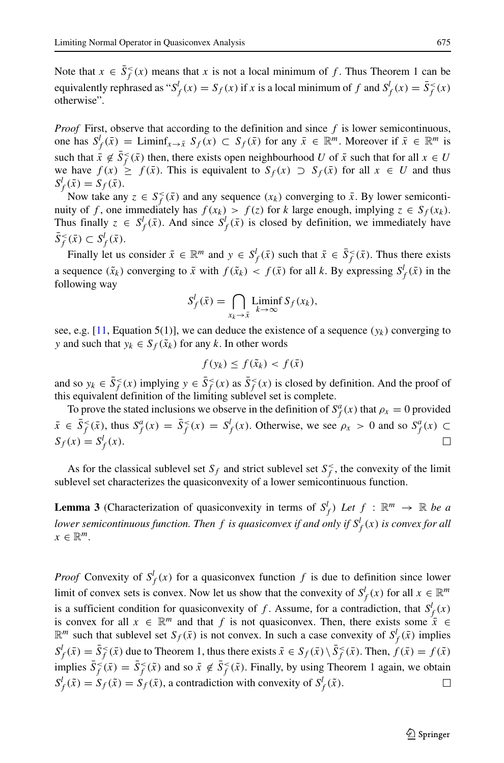Note that $x \in \bar{S}_f^<(x)$ means that $x$ is not a local minimum of $f$. Thus Theorem 1 can be equivalently rephrased as "$S_f^l(x) = S_f(x)$ if $x$ is a local minimum of $f$ and $S_f^l(x) = \bar{S}_f^<(x)$ otherwise".

*Proof* First, observe that according to the definition and since $f$ is lower semicontinuous, one has $S_f^l(\bar{x}) = \text{Liminf}_{x \to \bar{x}} S_f(x) \subset S_f(\bar{x})$ for any $\bar{x} \in \mathbb{R}^m$. Moreover if $\bar{x} \in \mathbb{R}^m$ is such that $\bar{x} \notin \bar{S}_f^<(\bar{x})$ then, there exists open neighbourhood $U$ of $\bar{x}$ such that for all $x \in U$ we have $f(x) \geq f(\bar{x})$. This is equivalent to $S_f(x) \supset S_f(\bar{x})$ for all $x \in U$ and thus $S_f^l(\bar{x}) = S_f(\bar{x})$.

Now take any $z \in S_f^<(\bar{x})$ and any sequence $(x_k)$ converging to $\bar{x}$. By lower semicontinuity of $f$, one immediately has $f(x_k) > f(z)$ for $k$ large enough, implying $z \in S_f(x_k)$. Thus finally $z \in S_f^l(\bar{x})$. And since $S_f^l(\bar{x})$ is closed by definition, we immediately have $\bar{S}_f^<(\bar{x}) \subset S_f^l(\bar{x})$.

Finally let us consider $\bar{x} \in \mathbb{R}^m$ and $y \in S_f^l(\bar{x})$ such that $\bar{x} \in \bar{S}_f^<(\bar{x})$. Thus there exists a sequence $(\tilde{x}_k)$ converging to $\bar{x}$ with $f(\tilde{x}_k) < f(\bar{x})$ for all $k$. By expressing $S_f^l(\bar{x})$ in the following way

$$S_f^l(\bar{x}) = \bigcap_{x_k \to \bar{x}} \operatorname*{Liminf}_{k \to \infty} S_f(x_k),$$

see, e.g. [11, Equation 5(1)], we can deduce the existence of a sequence $(y_k)$ converging to $y$ and such that $y_k \in S_f(\tilde{x}_k)$ for any $k$. In other words

$$f(y_k) \leq f(\tilde{x}_k) < f(\bar{x})$$

and so $y_k \in \bar{S}_f^<(x)$ implying $y \in \bar{S}_f^<(x)$ as $\bar{S}_f^<(x)$ is closed by definition. And the proof of this equivalent definition of the limiting sublevel set is complete.

To prove the stated inclusions we observe in the definition of $S_f^a(x)$ that $\rho_x = 0$ provided $\bar{x} \in \bar{S}_f^<(\bar{x})$, thus $S_f^a(x) = \bar{S}_f^<(x) = S_f^l(x)$. Otherwise, we see $\rho_x > 0$ and so $S_f^a(x) \subset S_f(x) = S_f^l(x)$. $\square$

As for the classical sublevel set $S_f$ and strict sublevel set $S_f^<$, the convexity of the limit sublevel set characterizes the quasiconvexity of a lower semicontinuous function.

**Lemma 3** (Characterization of quasiconvexity in terms of $S_f^l$) *Let $f : \mathbb{R}^m \to \mathbb{R}$ be a lower semicontinuous function. Then $f$ is quasiconvex if and only if $S_f^l(x)$ is convex for all $x \in \mathbb{R}^m$.*

*Proof* Convexity of $S_f^l(x)$ for a quasiconvex function $f$ is due to definition since lower limit of convex sets is convex. Now let us show that the convexity of $S_f^l(x)$ for all $x \in \mathbb{R}^m$ is a sufficient condition for quasiconvexity of $f$. Assume, for a contradiction, that $S_f^l(x)$ is convex for all $x \in \mathbb{R}^m$ and that $f$ is not quasiconvex. Then, there exists some $\bar{x} \in \mathbb{R}^m$ such that sublevel set $S_f(\bar{x})$ is not convex. In such a case convexity of $S_f^l(\bar{x})$ implies $S_f^l(\bar{x}) = \bar{S}_f^<(\bar{x})$ due to Theorem 1, thus there exists $\tilde{x} \in S_f(\bar{x}) \setminus \bar{S}_f^<(\bar{x})$. Then, $f(\bar{x}) = f(\tilde{x})$ implies $\bar{S}_f^<(\bar{x}) = \bar{S}_f^<(\tilde{x})$ and so $\tilde{x} \notin \bar{S}_f^<(\tilde{x})$. Finally, by using Theorem 1 again, we obtain $S_f^l(\tilde{x}) = S_f(\tilde{x}) = S_f(\bar{x})$, a contradiction with convexity of $S_f^l(\tilde{x})$. $\square$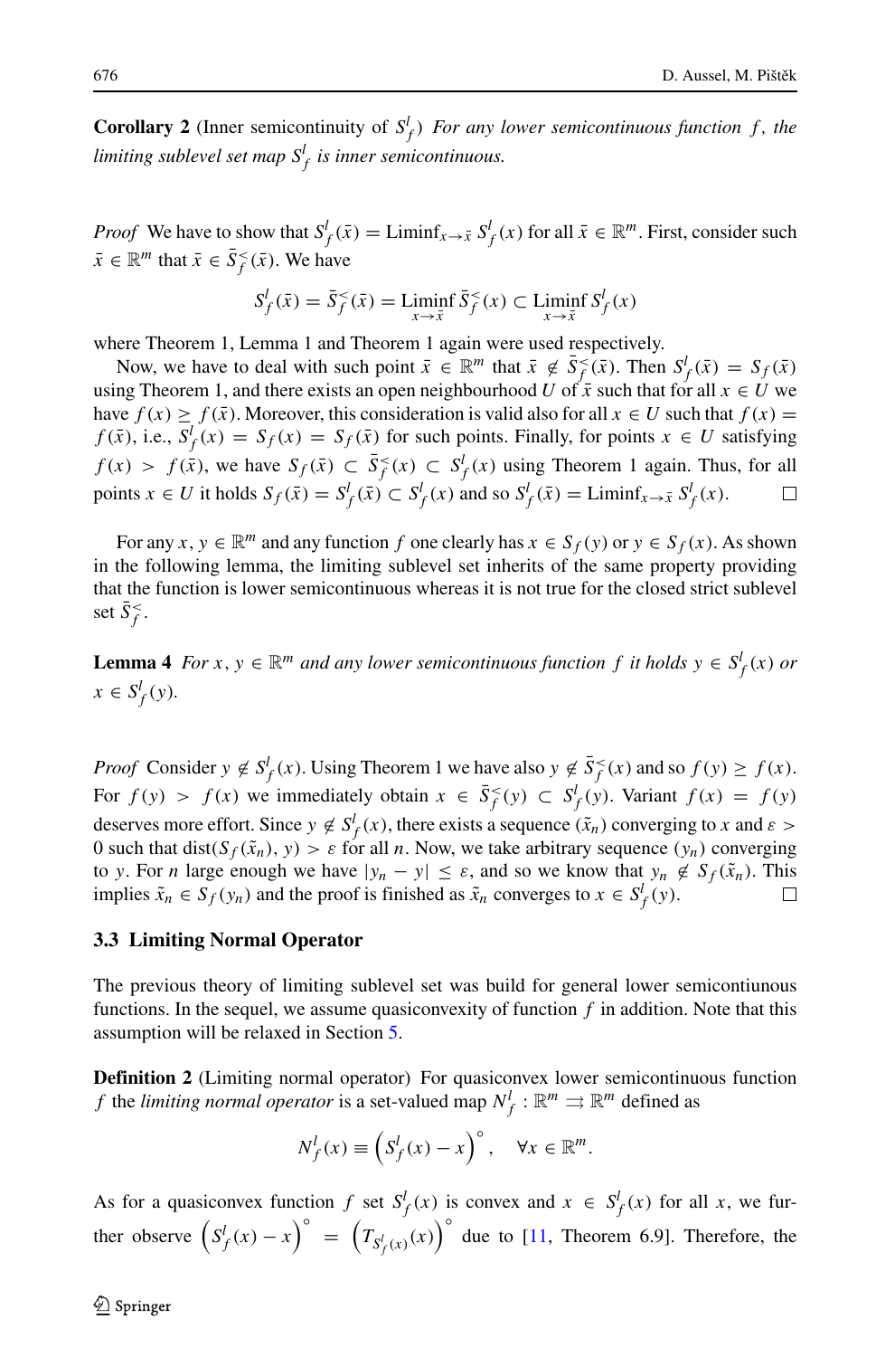**Corollary 2** (Inner semicontinuity of $S^l_f$) *For any lower semicontinuous function $f$, the limiting sublevel set map $S^l_f$ is inner semicontinuous.*

*Proof* We have to show that $S^l_f(\bar{x}) = \operatorname{Liminf}_{x\to\bar{x}} S^l_f(x)$ for all $\bar{x} \in \mathbb{R}^m$. First, consider such $\bar{x} \in \mathbb{R}^m$ that $\bar{x} \in \bar{S}^<_f(\bar{x})$. We have

$$S^l_f(\bar{x}) = \bar{S}^<_f(\bar{x}) = \operatorname*{Liminf}_{x\to\bar{x}} \bar{S}^<_f(x) \subset \operatorname*{Liminf}_{x\to\bar{x}} S^l_f(x)$$

where Theorem 1, Lemma 1 and Theorem 1 again were used respectively.

Now, we have to deal with such point $\bar{x} \in \mathbb{R}^m$ that $\bar{x} \notin \bar{S}^<_f(\bar{x})$. Then $S^l_f(\bar{x}) = S_f(\bar{x})$ using Theorem 1, and there exists an open neighbourhood $U$ of $\bar{x}$ such that for all $x \in U$ we have $f(x) \geq f(\bar{x})$. Moreover, this consideration is valid also for all $x \in U$ such that $f(x) = f(\bar{x})$, i.e., $S^l_f(x) = S_f(x) = S_f(\bar{x})$ for such points. Finally, for points $x \in U$ satisfying $f(x) > f(\bar{x})$, we have $S_f(\bar{x}) \subset \bar{S}^<_f(x) \subset S^l_f(x)$ using Theorem 1 again. Thus, for all points $x \in U$ it holds $S_f(\bar{x}) = S^l_f(\bar{x}) \subset S^l_f(x)$ and so $S^l_f(\bar{x}) = \operatorname{Liminf}_{x\to\bar{x}} S^l_f(x)$. □

For any $x, y \in \mathbb{R}^m$ and any function $f$ one clearly has $x \in S_f(y)$ or $y \in S_f(x)$. As shown in the following lemma, the limiting sublevel set inherits of the same property providing that the function is lower semicontinuous whereas it is not true for the closed strict sublevel set $\bar{S}^<_f$.

**Lemma 4** *For $x, y \in \mathbb{R}^m$ and any lower semicontinuous function $f$ it holds $y \in S^l_f(x)$ or $x \in S^l_f(y)$.*

*Proof* Consider $y \notin S^l_f(x)$. Using Theorem 1 we have also $y \notin \bar{S}^<_f(x)$ and so $f(y) \geq f(x)$. For $f(y) > f(x)$ we immediately obtain $x \in \bar{S}^<_f(y) \subset S^l_f(y)$. Variant $f(x) = f(y)$ deserves more effort. Since $y \notin S^l_f(x)$, there exists a sequence $(\tilde{x}_n)$ converging to $x$ and $\varepsilon > 0$ such that $\operatorname{dist}(S_f(\tilde{x}_n), y) > \varepsilon$ for all $n$. Now, we take arbitrary sequence $(y_n)$ converging to $y$. For $n$ large enough we have $|y_n - y| \leq \varepsilon$, and so we know that $y_n \notin S_f(\tilde{x}_n)$. This implies $\tilde{x}_n \in S_f(y_n)$ and the proof is finished as $\tilde{x}_n$ converges to $x \in S^l_f(y)$. □

### 3.3 Limiting Normal Operator

The previous theory of limiting sublevel set was build for general lower semicontiunous functions. In the sequel, we assume quasiconvexity of function $f$ in addition. Note that this assumption will be relaxed in Section 5.

**Definition 2** (Limiting normal operator) For quasiconvex lower semicontinuous function $f$ the *limiting normal operator* is a set-valued map $N^l_f : \mathbb{R}^m \rightrightarrows \mathbb{R}^m$ defined as

$$N^l_f(x) \equiv \left(S^l_f(x) - x\right)^\circ, \quad \forall x \in \mathbb{R}^m.$$

As for a quasiconvex function $f$ set $S^l_f(x)$ is convex and $x \in S^l_f(x)$ for all $x$, we further observe $\left(S^l_f(x) - x\right)^\circ = \left(T_{S^l_f(x)}(x)\right)^\circ$ due to [11, Theorem 6.9]. Therefore, the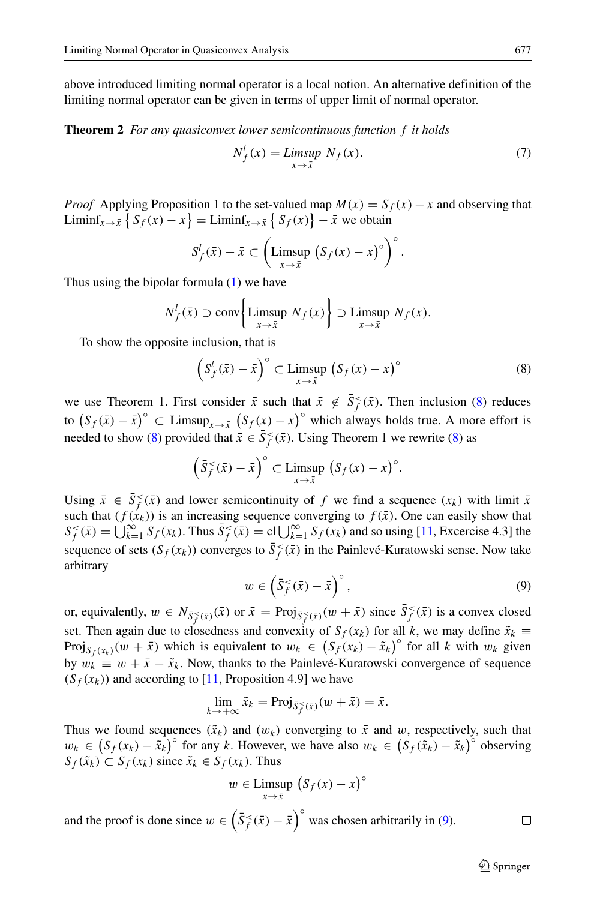above introduced limiting normal operator is a local notion. An alternative definition of the limiting normal operator can be given in terms of upper limit of normal operator.

**Theorem 2** *For any quasiconvex lower semicontinuous function $f$ it holds*

$$N_f^l(x) = \operatorname*{Limsup}_{x \to \bar{x}} N_f(x). \tag{7}$$

*Proof* Applying Proposition 1 to the set-valued map $M(x) = S_f(x) - x$ and observing that $\operatorname{Liminf}_{x\to\bar{x}} \left\{ S_f(x) - x \right\} = \operatorname{Liminf}_{x\to\bar{x}} \left\{ S_f(x) \right\} - \bar{x}$ we obtain

$$S_f^l(\bar{x}) - \bar{x} \subset \left( \operatorname*{Limsup}_{x\to\bar{x}} \left(S_f(x) - x\right)^\circ \right)^\circ.$$

Thus using the bipolar formula (1) we have

$$N_f^l(\bar{x}) \supset \overline{\operatorname{conv}} \left\{ \operatorname*{Limsup}_{x\to\bar{x}} N_f(x) \right\} \supset \operatorname*{Limsup}_{x\to\bar{x}} N_f(x).$$

To show the opposite inclusion, that is

$$\left( S_f^l(\bar{x}) - \bar{x} \right)^\circ \subset \operatorname*{Limsup}_{x\to\bar{x}} \left( S_f(x) - x \right)^\circ \tag{8}$$

we use Theorem 1. First consider $\bar{x}$ such that $\bar{x} \notin \bar{S}_f^<(\bar{x})$. Then inclusion (8) reduces to $\left(S_f(\bar{x}) - \bar{x}\right)^\circ \subset \operatorname{Limsup}_{x\to\bar{x}} \left(S_f(x) - x\right)^\circ$ which always holds true. A more effort is needed to show (8) provided that $\bar{x} \in \bar{S}_f^<(\bar{x})$. Using Theorem 1 we rewrite (8) as

$$\left( \bar{S}_f^<(\bar{x}) - \bar{x} \right)^\circ \subset \operatorname*{Limsup}_{x\to\bar{x}} \left( S_f(x) - x \right)^\circ.$$

Using $\bar{x} \in \bar{S}_f^<(\bar{x})$ and lower semicontinuity of $f$ we find a sequence $(x_k)$ with limit $\bar{x}$ such that $(f(x_k))$ is an increasing sequence converging to $f(\bar{x})$. One can easily show that $S_f^<(\bar{x}) = \bigcup_{k=1}^\infty S_f(x_k)$. Thus $\bar{S}_f^<(\bar{x}) = \operatorname{cl} \bigcup_{k=1}^\infty S_f(x_k)$ and so using [11, Excercise 4.3] the sequence of sets $(S_f(x_k))$ converges to $\bar{S}_f^<(\bar{x})$ in the Painlevé-Kuratowski sense. Now take arbitrary

$$w \in \left( \bar{S}_f^<(\bar{x}) - \bar{x} \right)^\circ, \tag{9}$$

or, equivalently, $w \in N_{\bar{S}_f^<(\bar{x})}(\bar{x})$ or $\bar{x} = \operatorname{Proj}_{\bar{S}_f^<(\bar{x})}(w + \bar{x})$ since $\bar{S}_f^<(\bar{x})$ is a convex closed set. Then again due to closedness and convexity of $S_f(x_k)$ for all $k$, we may define $\tilde{x}_k \equiv \operatorname{Proj}_{S_f(x_k)}(w + \bar{x})$ which is equivalent to $w_k \in \left(S_f(x_k) - \tilde{x}_k\right)^\circ$ for all $k$ with $w_k$ given by $w_k \equiv w + \bar{x} - \tilde{x}_k$. Now, thanks to the Painlevé-Kuratowski convergence of sequence $(S_f(x_k))$ and according to [11, Proposition 4.9] we have

$$\lim_{k\to+\infty} \tilde{x}_k = \operatorname{Proj}_{\bar{S}_f^<(\bar{x})}(w + \bar{x}) = \bar{x}.$$

Thus we found sequences $(\tilde{x}_k)$ and $(w_k)$ converging to $\bar{x}$ and $w$, respectively, such that $w_k \in \left(S_f(x_k) - \tilde{x}_k\right)^\circ$ for any $k$. However, we have also $w_k \in \left(S_f(\tilde{x}_k) - \tilde{x}_k\right)^\circ$ observing $S_f(\tilde{x}_k) \subset S_f(x_k)$ since $\tilde{x}_k \in S_f(x_k)$. Thus

$$w \in \operatorname*{Limsup}_{x\to\bar{x}} \left( S_f(x) - x \right)^\circ$$

and the proof is done since $w \in \left( \bar{S}_f^<(\bar{x}) - \bar{x} \right)^\circ$ was chosen arbitrarily in (9). □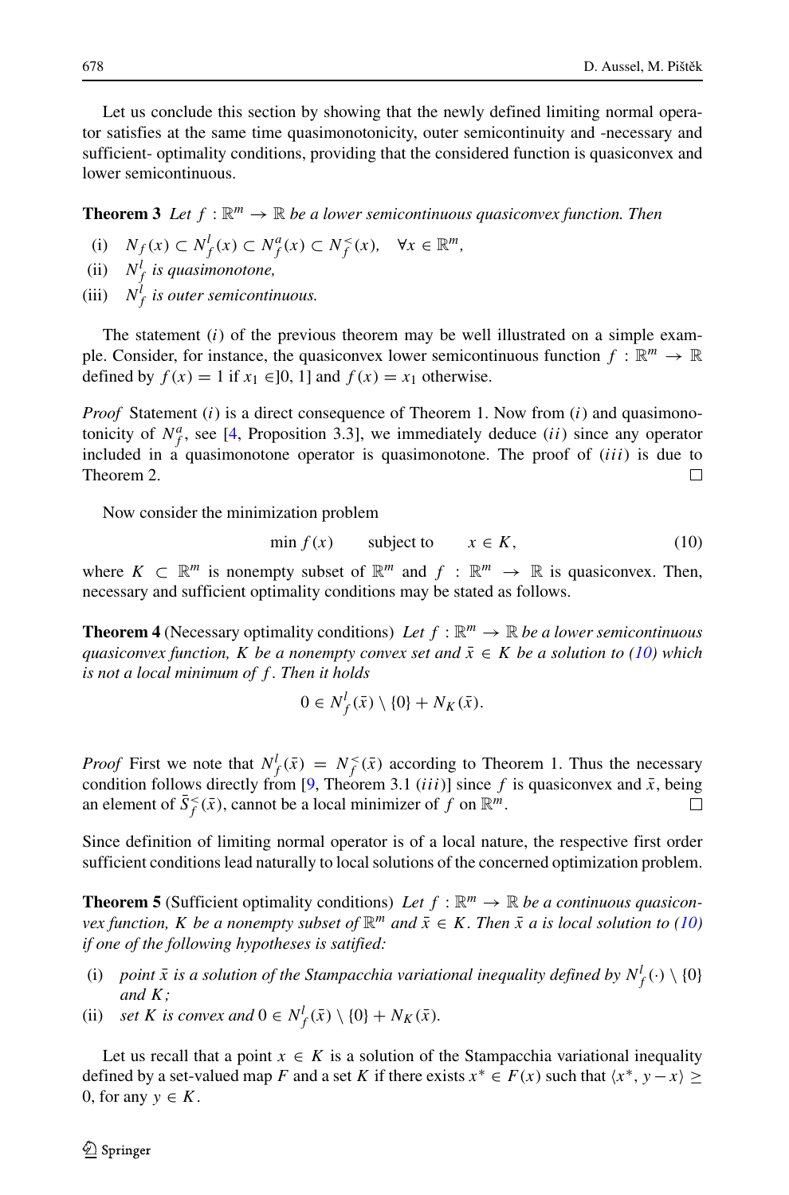Let us conclude this section by showing that the newly defined limiting normal operator satisfies at the same time quasimonotonicity, outer semicontinuity and -necessary and sufficient- optimality conditions, providing that the considered function is quasiconvex and lower semicontinuous.

**Theorem 3** *Let $f : \mathbb{R}^m \to \mathbb{R}$ be a lower semicontinuous quasiconvex function. Then*

- (i) $N_f(x) \subset N_f^l(x) \subset N_f^a(x) \subset N_f^<(x), \quad \forall x \in \mathbb{R}^m$,
- (ii) $N_f^l$ *is quasimonotone,*
- (iii) $N_f^l$ *is outer semicontinuous.*

The statement $(i)$ of the previous theorem may be well illustrated on a simple example. Consider, for instance, the quasiconvex lower semicontinuous function $f : \mathbb{R}^m \to \mathbb{R}$ defined by $f(x) = 1$ if $x_1 \in ]0, 1]$ and $f(x) = x_1$ otherwise.

*Proof* Statement $(i)$ is a direct consequence of Theorem 1. Now from $(i)$ and quasimonotonicity of $N_f^a$, see [4, Proposition 3.3], we immediately deduce $(ii)$ since any operator included in a quasimonotone operator is quasimonotone. The proof of $(iii)$ is due to Theorem 2. □

Now consider the minimization problem

$$\min f(x) \qquad \text{subject to} \qquad x \in K, \tag{10}$$

where $K \subset \mathbb{R}^m$ is nonempty subset of $\mathbb{R}^m$ and $f : \mathbb{R}^m \to \mathbb{R}$ is quasiconvex. Then, necessary and sufficient optimality conditions may be stated as follows.

**Theorem 4** (Necessary optimality conditions) *Let $f : \mathbb{R}^m \to \mathbb{R}$ be a lower semicontinuous quasiconvex function, $K$ be a nonempty convex set and $\bar{x} \in K$ be a solution to (10) which is not a local minimum of $f$. Then it holds*

$$0 \in N_f^l(\bar{x}) \setminus \{0\} + N_K(\bar{x}).$$

*Proof* First we note that $N_f^l(\bar{x}) = N_f^<(\bar{x})$ according to Theorem 1. Thus the necessary condition follows directly from [9, Theorem 3.1 $(iii)$] since $f$ is quasiconvex and $\bar{x}$, being an element of $\bar{S}_f^<(\bar{x})$, cannot be a local minimizer of $f$ on $\mathbb{R}^m$. □

Since definition of limiting normal operator is of a local nature, the respective first order sufficient conditions lead naturally to local solutions of the concerned optimization problem.

**Theorem 5** (Sufficient optimality conditions) *Let $f : \mathbb{R}^m \to \mathbb{R}$ be a continuous quasiconvex function, $K$ be a nonempty subset of $\mathbb{R}^m$ and $\bar{x} \in K$. Then $\bar{x}$ a is local solution to (10) if one of the following hypotheses is satisfied:*

- (i) *point $\bar{x}$ is a solution of the Stampacchia variational inequality defined by $N_f^l(\cdot) \setminus \{0\}$ and $K$;*
- (ii) *set $K$ is convex and $0 \in N_f^l(\bar{x}) \setminus \{0\} + N_K(\bar{x})$.*

Let us recall that a point $x \in K$ is a solution of the Stampacchia variational inequality defined by a set-valued map $F$ and a set $K$ if there exists $x^* \in F(x)$ such that $\langle x^*, y - x\rangle \geq 0$, for any $y \in K$.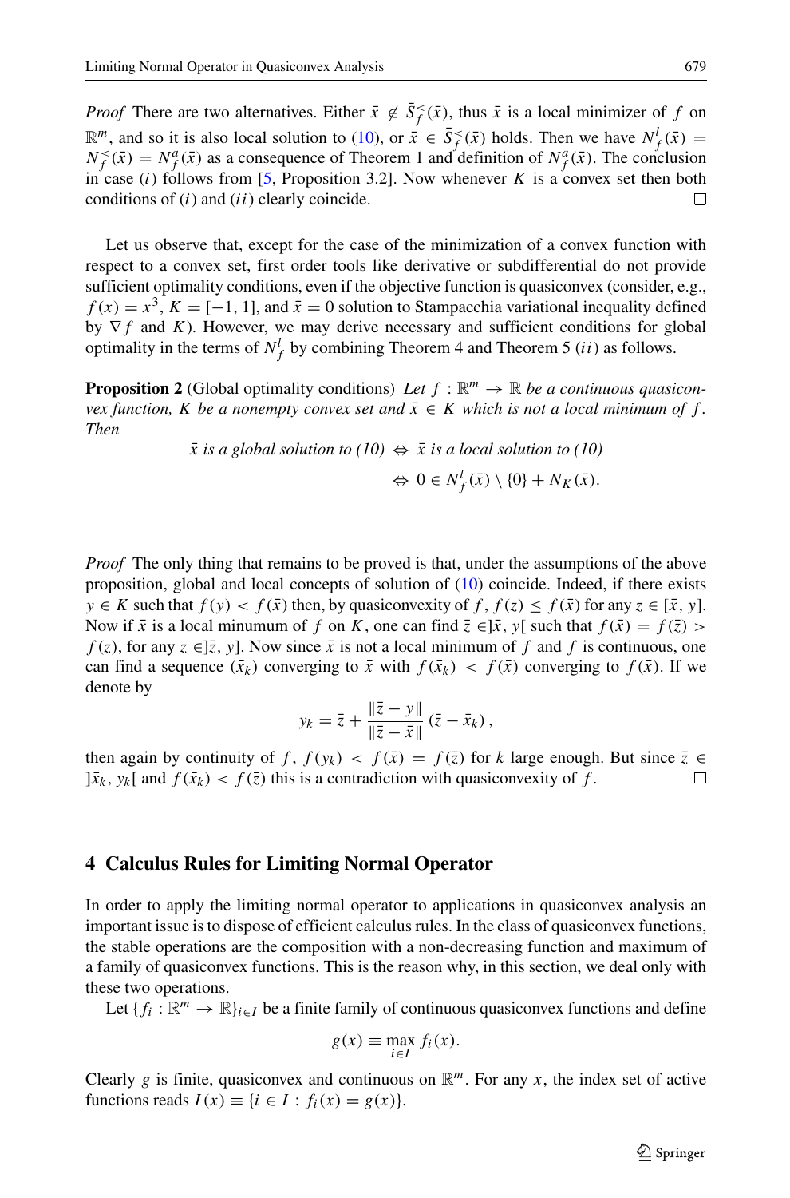*Proof* There are two alternatives. Either $\bar{x} \notin \bar{S}_f^<(\bar{x})$, thus $\bar{x}$ is a local minimizer of $f$ on $\mathbb{R}^m$, and so it is also local solution to (10), or $\bar{x} \in \bar{S}_f^<(\bar{x})$ holds. Then we have $N_f^l(\bar{x}) = N_f^<(\bar{x}) = N_f^a(\bar{x})$ as a consequence of Theorem 1 and definition of $N_f^a(\bar{x})$. The conclusion in case $(i)$ follows from [5, Proposition 3.2]. Now whenever $K$ is a convex set then both conditions of $(i)$ and $(ii)$ clearly coincide. □

Let us observe that, except for the case of the minimization of a convex function with respect to a convex set, first order tools like derivative or subdifferential do not provide sufficient optimality conditions, even if the objective function is quasiconvex (consider, e.g., $f(x) = x^3$, $K = [-1, 1]$, and $\bar{x} = 0$ solution to Stampacchia variational inequality defined by $\nabla f$ and $K$). However, we may derive necessary and sufficient conditions for global optimality in the terms of $N_f^l$ by combining Theorem 4 and Theorem 5 $(ii)$ as follows.

**Proposition 2** (Global optimality conditions) *Let $f : \mathbb{R}^m \to \mathbb{R}$ be a continuous quasiconvex function, $K$ be a nonempty convex set and $\bar{x} \in K$ which is not a local minimum of $f$. Then*

$$\bar{x} \text{ is a global solution to (10)} \Leftrightarrow \bar{x} \text{ is a local solution to (10)}$$
$$\Leftrightarrow 0 \in N_f^l(\bar{x}) \setminus \{0\} + N_K(\bar{x}).$$

*Proof* The only thing that remains to be proved is that, under the assumptions of the above proposition, global and local concepts of solution of (10) coincide. Indeed, if there exists $y \in K$ such that $f(y) < f(\bar{x})$ then, by quasiconvexity of $f$, $f(z) \leq f(\bar{x})$ for any $z \in [\bar{x}, y]$. Now if $\bar{x}$ is a local minumum of $f$ on $K$, one can find $\bar{z} \in ]\bar{x}, y[$ such that $f(\bar{x}) = f(\bar{z}) > f(z)$, for any $z \in ]\bar{z}, y]$. Now since $\bar{x}$ is not a local minimum of $f$ and $f$ is continuous, one can find a sequence $(\bar{x}_k)$ converging to $\bar{x}$ with $f(\bar{x}_k) < f(\bar{x})$ converging to $f(\bar{x})$. If we denote by

$$y_k = \bar{z} + \frac{\|\bar{z} - y\|}{\|\bar{z} - \bar{x}\|} (\bar{z} - \bar{x}_k),$$

then again by continuity of $f$, $f(y_k) < f(\bar{x}) = f(\bar{z})$ for $k$ large enough. But since $\bar{z} \in ]\bar{x}_k, y_k[$ and $f(\bar{x}_k) < f(\bar{z})$ this is a contradiction with quasiconvexity of $f$. □

## 4 Calculus Rules for Limiting Normal Operator

In order to apply the limiting normal operator to applications in quasiconvex analysis an important issue is to dispose of efficient calculus rules. In the class of quasiconvex functions, the stable operations are the composition with a non-decreasing function and maximum of a family of quasiconvex functions. This is the reason why, in this section, we deal only with these two operations.

Let $\{f_i : \mathbb{R}^m \to \mathbb{R}\}_{i \in I}$ be a finite family of continuous quasiconvex functions and define

$$g(x) \equiv \max_{i \in I} f_i(x).$$

Clearly $g$ is finite, quasiconvex and continuous on $\mathbb{R}^m$. For any $x$, the index set of active functions reads $I(x) \equiv \{i \in I : f_i(x) = g(x)\}$.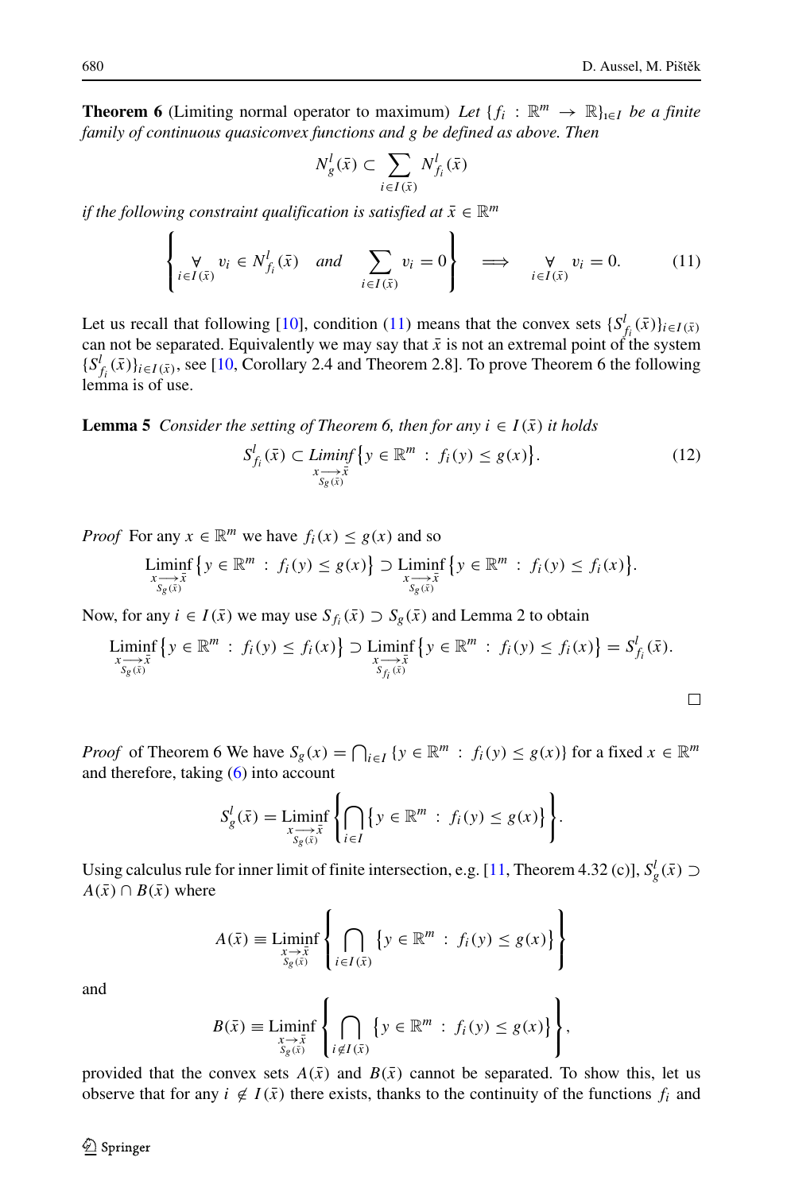**Theorem 6** (Limiting normal operator to maximum) *Let $\{f_i : \mathbb{R}^m \to \mathbb{R}\}_{i \in I}$ be a finite family of continuous quasiconvex functions and $g$ be defined as above. Then*

$$N^l_g(\bar{x}) \subset \sum_{i \in I(\bar{x})} N^l_{f_i}(\bar{x})$$

*if the following constraint qualification is satisfied at $\bar{x} \in \mathbb{R}^m$*

$$\left\{ \underset{i \in I(\bar{x})}{\forall} \; v_i \in N^l_{f_i}(\bar{x}) \quad \text{and} \quad \sum_{i \in I(\bar{x})} v_i = 0 \right\} \quad \Longrightarrow \quad \underset{i \in I(\bar{x})}{\forall} \; v_i = 0. \tag{11}$$

Let us recall that following [10], condition (11) means that the convex sets $\{S^l_{f_i}(\bar{x})\}_{i \in I(\bar{x})}$ can not be separated. Equivalently we may say that $\bar{x}$ is not an extremal point of the system $\{S^l_{f_i}(\bar{x})\}_{i \in I(\bar{x})}$, see [10, Corollary 2.4 and Theorem 2.8]. To prove Theorem 6 the following lemma is of use.

**Lemma 5** *Consider the setting of Theorem 6, then for any $i \in I(\bar{x})$ it holds*

$$S^l_{f_i}(\bar{x}) \subset \underset{\substack{x \longrightarrow \bar{x} \\ S_g(\bar{x})}}{\text{Liminf}} \left\{ y \in \mathbb{R}^m \;:\; f_i(y) \le g(x) \right\}. \tag{12}$$

*Proof* For any $x \in \mathbb{R}^m$ we have $f_i(x) \le g(x)$ and so

$$\underset{\substack{x \longrightarrow \bar{x} \\ S_g(\bar{x})}}{\text{Liminf}} \left\{ y \in \mathbb{R}^m \;:\; f_i(y) \le g(x) \right\} \supset \underset{\substack{x \longrightarrow \bar{x} \\ S_g(\bar{x})}}{\text{Liminf}} \left\{ y \in \mathbb{R}^m \;:\; f_i(y) \le f_i(x) \right\}.$$

Now, for any $i \in I(\bar{x})$ we may use $S_{f_i}(\bar{x}) \supset S_g(\bar{x})$ and Lemma 2 to obtain

$$\underset{\substack{x \longrightarrow \bar{x} \\ S_g(\bar{x})}}{\text{Liminf}} \left\{ y \in \mathbb{R}^m \;:\; f_i(y) \le f_i(x) \right\} \supset \underset{\substack{x \longrightarrow \bar{x} \\ S_{f_i}(\bar{x})}}{\text{Liminf}} \left\{ y \in \mathbb{R}^m \;:\; f_i(y) \le f_i(x) \right\} = S^l_{f_i}(\bar{x}).$$

$\square$

*Proof* of Theorem 6 We have $S_g(x) = \bigcap_{i \in I} \{y \in \mathbb{R}^m \;:\; f_i(y) \le g(x)\}$ for a fixed $x \in \mathbb{R}^m$ and therefore, taking (6) into account

$$S^l_g(\bar{x}) = \underset{\substack{x \longrightarrow \bar{x} \\ S_g(\bar{x})}}{\text{Liminf}} \left\{ \bigcap_{i \in I} \left\{ y \in \mathbb{R}^m \;:\; f_i(y) \le g(x) \right\} \right\}.$$

Using calculus rule for inner limit of finite intersection, e.g. [11, Theorem 4.32 (c)], $S^l_g(\bar{x}) \supset A(\bar{x}) \cap B(\bar{x})$ where

$$A(\bar{x}) \equiv \underset{\substack{x \to \bar{x} \\ S_g(\bar{x})}}{\text{Liminf}} \left\{ \bigcap_{i \in I(\bar{x})} \left\{ y \in \mathbb{R}^m \;:\; f_i(y) \le g(x) \right\} \right\}$$

and

$$B(\bar{x}) \equiv \underset{\substack{x \to \bar{x} \\ S_g(\bar{x})}}{\text{Liminf}} \left\{ \bigcap_{i \notin I(\bar{x})} \left\{ y \in \mathbb{R}^m \;:\; f_i(y) \le g(x) \right\} \right\},$$

provided that the convex sets $A(\bar{x})$ and $B(\bar{x})$ cannot be separated. To show this, let us observe that for any $i \notin I(\bar{x})$ there exists, thanks to the continuity of the functions $f_i$ and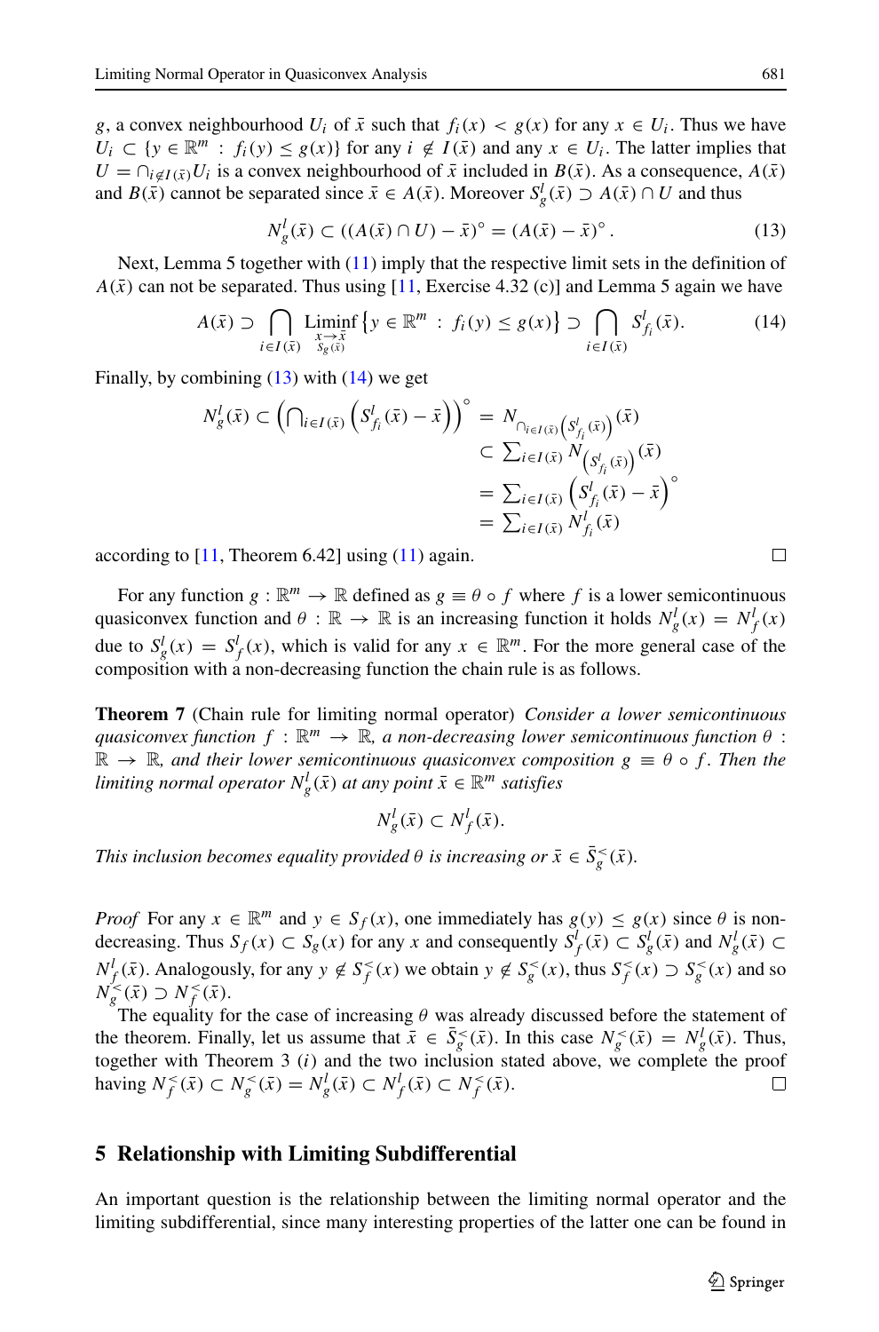$g$, a convex neighbourhood $U_i$ of $\bar{x}$ such that $f_i(x) < g(x)$ for any $x \in U_i$. Thus we have $U_i \subset \{y \in \mathbb{R}^m : f_i(y) \le g(x)\}$ for any $i \notin I(\bar{x})$ and any $x \in U_i$. The latter implies that $U = \cap_{i \notin I(\bar{x})} U_i$ is a convex neighbourhood of $\bar{x}$ included in $B(\bar{x})$. As a consequence, $A(\bar{x})$ and $B(\bar{x})$ cannot be separated since $\bar{x} \in A(\bar{x})$. Moreover $S^l_g(\bar{x}) \supset A(\bar{x}) \cap U$ and thus

$$N^l_g(\bar{x}) \subset ((A(\bar{x}) \cap U) - \bar{x})^\circ = (A(\bar{x}) - \bar{x})^\circ . \tag{13}$$

Next, Lemma 5 together with (11) imply that the respective limit sets in the definition of $A(\bar{x})$ can not be separated. Thus using [11, Exercise 4.32 (c)] and Lemma 5 again we have

$$A(\bar{x}) \supset \bigcap_{i \in I(\bar{x})} \operatorname*{Liminf}_{\substack{x \to \bar{x} \\ S_g(\bar{x})}} \left\{ y \in \mathbb{R}^m : f_i(y) \le g(x) \right\} \supset \bigcap_{i \in I(\bar{x})} S^l_{f_i}(\bar{x}). \tag{14}$$

Finally, by combining (13) with (14) we get

$$\begin{aligned} N^l_g(\bar{x}) \subset \left( \bigcap_{i \in I(\bar{x})} \left( S^l_{f_i}(\bar{x}) - \bar{x} \right) \right)^\circ &= N_{\cap_{i \in I(\bar{x})} \left( S^l_{f_i}(\bar{x}) \right)}(\bar{x}) \\ &\subset \sum_{i \in I(\bar{x})} N_{\left( S^l_{f_i}(\bar{x}) \right)}(\bar{x}) \\ &= \sum_{i \in I(\bar{x})} \left( S^l_{f_i}(\bar{x}) - \bar{x} \right)^\circ \\ &= \sum_{i \in I(\bar{x})} N^l_{f_i}(\bar{x}) \end{aligned}$$

according to [11, Theorem 6.42] using (11) again. □

For any function $g : \mathbb{R}^m \to \mathbb{R}$ defined as $g \equiv \theta \circ f$ where $f$ is a lower semicontinuous quasiconvex function and $\theta : \mathbb{R} \to \mathbb{R}$ is an increasing function it holds $N^l_g(x) = N^l_f(x)$ due to $S^l_g(x) = S^l_f(x)$, which is valid for any $x \in \mathbb{R}^m$. For the more general case of the composition with a non-decreasing function the chain rule is as follows.

**Theorem 7** (Chain rule for limiting normal operator) *Consider a lower semicontinuous quasiconvex function $f : \mathbb{R}^m \to \mathbb{R}$, a non-decreasing lower semicontinuous function $\theta : \mathbb{R} \to \mathbb{R}$, and their lower semicontinuous quasiconvex composition $g \equiv \theta \circ f$. Then the limiting normal operator $N^l_g(\bar{x})$ at any point $\bar{x} \in \mathbb{R}^m$ satisfies*

$$N^l_g(\bar{x}) \subset N^l_f(\bar{x}).$$

*This inclusion becomes equality provided $\theta$ is increasing or $\bar{x} \in \bar{S}^<_g(\bar{x})$.*

*Proof* For any $x \in \mathbb{R}^m$ and $y \in S_f(x)$, one immediately has $g(y) \le g(x)$ since $\theta$ is non-decreasing. Thus $S_f(x) \subset S_g(x)$ for any $x$ and consequently $S^l_f(\bar{x}) \subset S^l_g(\bar{x})$ and $N^l_g(\bar{x}) \subset N^l_f(\bar{x})$. Analogously, for any $y \notin S^<_f(x)$ we obtain $y \notin S^<_g(x)$, thus $S^<_f(x) \supset S^<_g(x)$ and so $N^<_g(\bar{x}) \supset N^<_f(\bar{x})$.

The equality for the case of increasing $\theta$ was already discussed before the statement of the theorem. Finally, let us assume that $\bar{x} \in \bar{S}^<_g(\bar{x})$. In this case $N^<_g(\bar{x}) = N^l_g(\bar{x})$. Thus, together with Theorem 3 $(i)$ and the two inclusion stated above, we complete the proof having $N^<_f(\bar{x}) \subset N^<_g(\bar{x}) = N^l_g(\bar{x}) \subset N^l_f(\bar{x}) \subset N^<_f(\bar{x})$. □

## 5 Relationship with Limiting Subdifferential

An important question is the relationship between the limiting normal operator and the limiting subdifferential, since many interesting properties of the latter one can be found in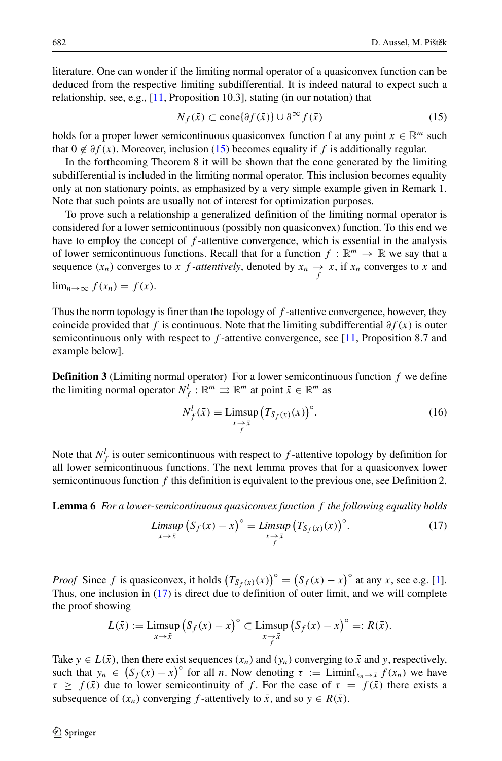literature. One can wonder if the limiting normal operator of a quasiconvex function can be deduced from the respective limiting subdifferential. It is indeed natural to expect such a relationship, see, e.g., [11, Proposition 10.3], stating (in our notation) that

$$N_f(\bar{x}) \subset \operatorname{cone}\{\partial f(\bar{x})\} \cup \partial^{\infty} f(\bar{x}) \tag{15}$$

holds for a proper lower semicontinuous quasiconvex function f at any point $x \in \mathbb{R}^m$ such that $0 \notin \partial f(x)$. Moreover, inclusion (15) becomes equality if $f$ is additionally regular.

In the forthcoming Theorem 8 it will be shown that the cone generated by the limiting subdifferential is included in the limiting normal operator. This inclusion becomes equality only at non stationary points, as emphasized by a very simple example given in Remark 1. Note that such points are usually not of interest for optimization purposes.

To prove such a relationship a generalized definition of the limiting normal operator is considered for a lower semicontinuous (possibly non quasiconvex) function. To this end we have to employ the concept of $f$-attentive convergence, which is essential in the analysis of lower semicontinuous functions. Recall that for a function $f : \mathbb{R}^m \to \mathbb{R}$ we say that a sequence $(x_n)$ converges to $x$ *$f$-attentively*, denoted by $x_n \underset{f}{\to} x$, if $x_n$ converges to $x$ and $\lim_{n\to\infty} f(x_n) = f(x)$.

Thus the norm topology is finer than the topology of $f$-attentive convergence, however, they coincide provided that $f$ is continuous. Note that the limiting subdifferential $\partial f(x)$ is outer semicontinuous only with respect to $f$-attentive convergence, see [11, Proposition 8.7 and example below].

**Definition 3** (Limiting normal operator) For a lower semicontinuous function $f$ we define the limiting normal operator $N_f^l : \mathbb{R}^m \rightrightarrows \mathbb{R}^m$ at point $\bar{x} \in \mathbb{R}^m$ as

$$N_f^l(\bar{x}) \equiv \operatorname*{Limsup}_{x \underset{f}{\to} \bar{x}} \left(T_{S_f(x)}(x)\right)^{\circ}. \tag{16}$$

Note that $N_f^l$ is outer semicontinuous with respect to $f$-attentive topology by definition for all lower semicontinuous functions. The next lemma proves that for a quasiconvex lower semicontinuous function $f$ this definition is equivalent to the previous one, see Definition 2.

**Lemma 6** *For a lower-semicontinuous quasiconvex function $f$ the following equality holds*

$$\operatorname*{Limsup}_{x \to \bar{x}} \left(S_f(x) - x\right)^{\circ} = \operatorname*{Limsup}_{x \underset{f}{\to} \bar{x}} \left(T_{S_f(x)}(x)\right)^{\circ}. \tag{17}$$

*Proof* Since $f$ is quasiconvex, it holds $\left(T_{S_f(x)}(x)\right)^{\circ} = \left(S_f(x) - x\right)^{\circ}$ at any $x$, see e.g. [1]. Thus, one inclusion in (17) is direct due to definition of outer limit, and we will complete the proof showing

$$L(\bar{x}) := \operatorname*{Limsup}_{x \to \bar{x}} \left(S_f(x) - x\right)^{\circ} \subset \operatorname*{Limsup}_{x \underset{f}{\to} \bar{x}} \left(S_f(x) - x\right)^{\circ} =: R(\bar{x}).$$

Take $y \in L(\bar{x})$, then there exist sequences $(x_n)$ and $(y_n)$ converging to $\bar{x}$ and $y$, respectively, such that $y_n \in \left(S_f(x) - x\right)^{\circ}$ for all $n$. Now denoting $\tau := \operatorname{Liminf}_{x_n \to \bar{x}} f(x_n)$ we have $\tau \geq f(\bar{x})$ due to lower semicontinuity of $f$. For the case of $\tau = f(\bar{x})$ there exists a subsequence of $(x_n)$ converging $f$-attentively to $\bar{x}$, and so $y \in R(\bar{x})$.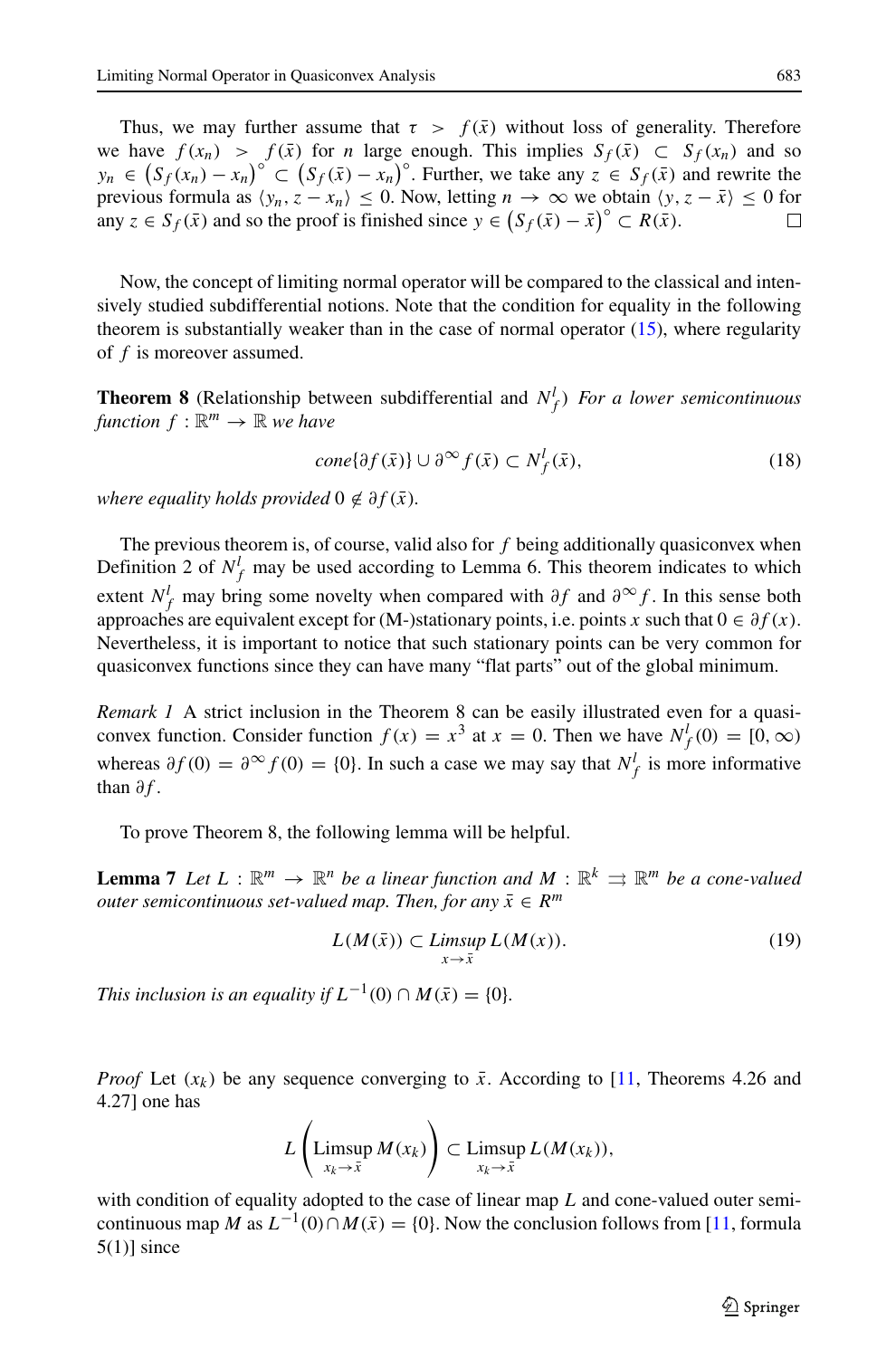Thus, we may further assume that $\tau > f(\bar{x})$ without loss of generality. Therefore we have $f(x_n) > f(\bar{x})$ for $n$ large enough. This implies $S_f(\bar{x}) \subset S_f(x_n)$ and so $y_n \in \left(S_f(x_n) - x_n\right)^\circ \subset \left(S_f(\bar{x}) - x_n\right)^\circ$. Further, we take any $z \in S_f(\bar{x})$ and rewrite the previous formula as $\langle y_n, z - x_n \rangle \leq 0$. Now, letting $n \to \infty$ we obtain $\langle y, z - \bar{x} \rangle \leq 0$ for any $z \in S_f(\bar{x})$ and so the proof is finished since $y \in \left(S_f(\bar{x}) - \bar{x}\right)^\circ \subset R(\bar{x})$. □

Now, the concept of limiting normal operator will be compared to the classical and intensively studied subdifferential notions. Note that the condition for equality in the following theorem is substantially weaker than in the case of normal operator (15), where regularity of $f$ is moreover assumed.

**Theorem 8** (Relationship between subdifferential and $N_f^l$) *For a lower semicontinuous function* $f : \mathbb{R}^m \to \mathbb{R}$ *we have*

$$cone\{\partial f(\bar{x})\} \cup \partial^\infty f(\bar{x}) \subset N_f^l(\bar{x}), \tag{18}$$

*where equality holds provided* $0 \notin \partial f(\bar{x})$.

The previous theorem is, of course, valid also for $f$ being additionally quasiconvex when Definition 2 of $N_f^l$ may be used according to Lemma 6. This theorem indicates to which extent $N_f^l$ may bring some novelty when compared with $\partial f$ and $\partial^\infty f$. In this sense both approaches are equivalent except for (M-)stationary points, i.e. points $x$ such that $0 \in \partial f(x)$. Nevertheless, it is important to notice that such stationary points can be very common for quasiconvex functions since they can have many "flat parts" out of the global minimum.

*Remark 1* A strict inclusion in the Theorem 8 can be easily illustrated even for a quasiconvex function. Consider function $f(x) = x^3$ at $x = 0$. Then we have $N_f^l(0) = [0, \infty)$ whereas $\partial f(0) = \partial^\infty f(0) = \{0\}$. In such a case we may say that $N_f^l$ is more informative than $\partial f$.

To prove Theorem 8, the following lemma will be helpful.

**Lemma 7** *Let* $L : \mathbb{R}^m \to \mathbb{R}^n$ *be a linear function and* $M : \mathbb{R}^k \rightrightarrows \mathbb{R}^m$ *be a cone-valued outer semicontinuous set-valued map. Then, for any* $\bar{x} \in R^m$

$$L(M(\bar{x})) \subset \underset{x \to \bar{x}}{Limsup}\, L(M(x)). \tag{19}$$

*This inclusion is an equality if* $L^{-1}(0) \cap M(\bar{x}) = \{0\}$.

*Proof* Let $(x_k)$ be any sequence converging to $\bar{x}$. According to [11, Theorems 4.26 and 4.27] one has

$$L\left(\underset{x_k \to \bar{x}}{\text{Limsup}}\, M(x_k)\right) \subset \underset{x_k \to \bar{x}}{\text{Limsup}}\, L(M(x_k)),$$

with condition of equality adopted to the case of linear map $L$ and cone-valued outer semicontinuous map $M$ as $L^{-1}(0) \cap M(\bar{x}) = \{0\}$. Now the conclusion follows from [11, formula 5(1)] since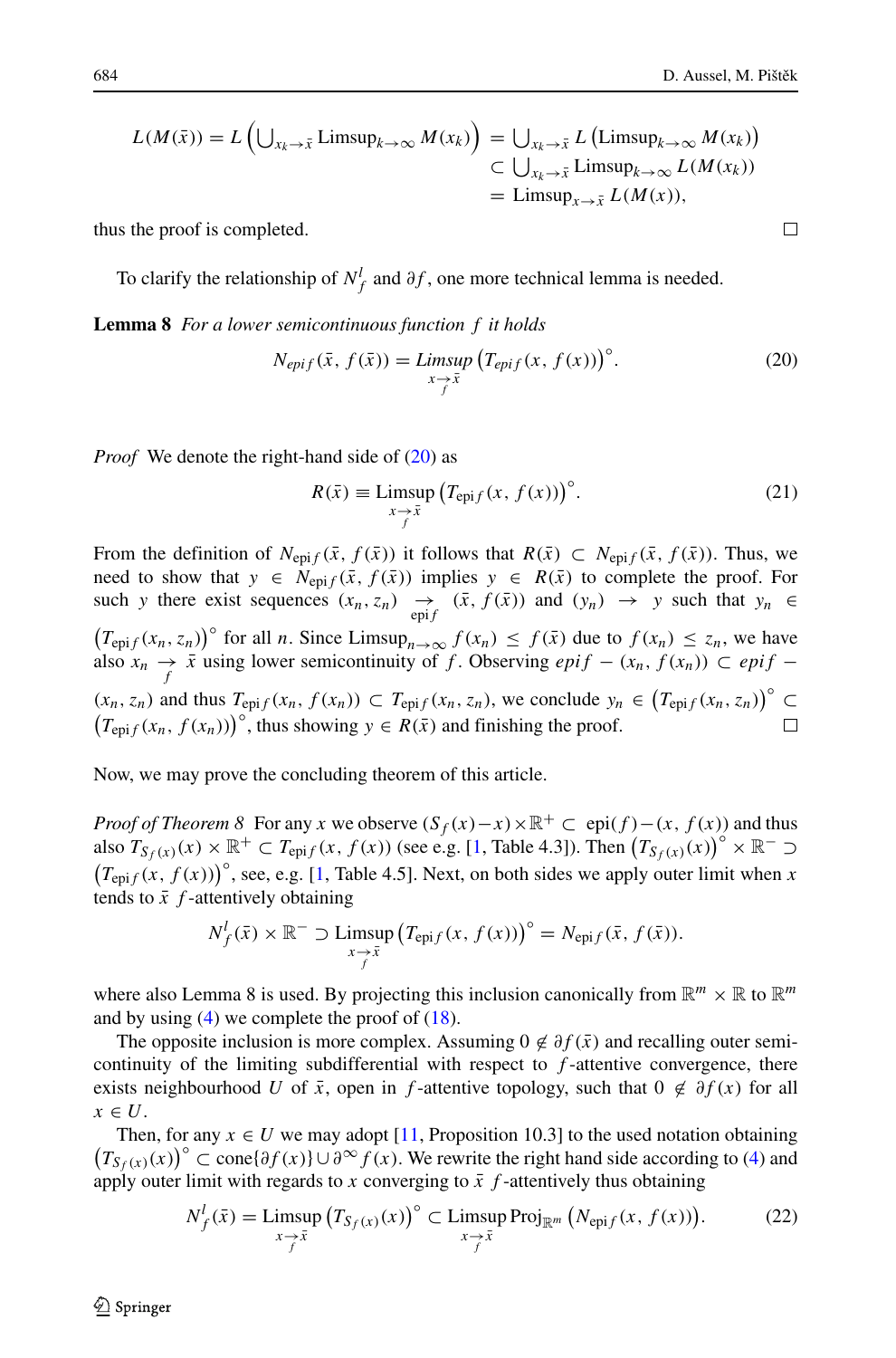$$
\begin{aligned}
L(M(\bar{x})) = L\left(\bigcup_{x_k \to \bar{x}} \operatorname{Limsup}_{k\to\infty} M(x_k)\right) &= \bigcup_{x_k \to \bar{x}} L\left(\operatorname{Limsup}_{k\to\infty} M(x_k)\right) \\
&\subset \bigcup_{x_k \to \bar{x}} \operatorname{Limsup}_{k\to\infty} L(M(x_k)) \\
&= \operatorname{Limsup}_{x \to \bar{x}} L(M(x)),
\end{aligned}
$$

thus the proof is completed. □

To clarify the relationship of $N_f^l$ and $\partial f$, one more technical lemma is needed.

**Lemma 8** *For a lower semicontinuous function $f$ it holds*

$$
N_{epi\,f}(\bar{x}, f(\bar{x})) = \operatorname*{Limsup}_{x \underset{f}{\to} \bar{x}} \left(T_{epi\,f}(x, f(x))\right)^{\circ}. \tag{20}
$$

*Proof* We denote the right-hand side of (20) as

$$
R(\bar{x}) \equiv \operatorname*{Limsup}_{x \underset{f}{\to} \bar{x}} \left(T_{\mathrm{epi}\,f}(x, f(x))\right)^{\circ}. \tag{21}
$$

From the definition of $N_{\mathrm{epi}\,f}(\bar{x}, f(\bar{x}))$ it follows that $R(\bar{x}) \subset N_{\mathrm{epi}\,f}(\bar{x}, f(\bar{x}))$. Thus, we need to show that $y \in N_{\mathrm{epi}\,f}(\bar{x}, f(\bar{x}))$ implies $y \in R(\bar{x})$ to complete the proof. For such $y$ there exist sequences $(x_n, z_n) \underset{\mathrm{epi}\,f}{\to} (\bar{x}, f(\bar{x}))$ and $(y_n) \to y$ such that $y_n \in \left(T_{\mathrm{epi}\,f}(x_n, z_n)\right)^{\circ}$ for all $n$. Since $\operatorname{Limsup}_{n\to\infty} f(x_n) \le f(\bar{x})$ due to $f(x_n) \le z_n$, we have also $x_n \underset{f}{\to} \bar{x}$ using lower semicontinuity of $f$. Observing $epi\,f - (x_n, f(x_n)) \subset epi\,f - (x_n, z_n)$ and thus $T_{\mathrm{epi}\,f}(x_n, f(x_n)) \subset T_{\mathrm{epi}\,f}(x_n, z_n)$, we conclude $y_n \in \left(T_{\mathrm{epi}\,f}(x_n, z_n)\right)^{\circ} \subset \left(T_{\mathrm{epi}\,f}(x_n, f(x_n))\right)^{\circ}$, thus showing $y \in R(\bar{x})$ and finishing the proof. □

Now, we may prove the concluding theorem of this article.

*Proof of Theorem 8* For any $x$ we observe $(S_f(x) - x) \times \mathbb{R}^+ \subset \mathrm{epi}(f) - (x, f(x))$ and thus also $T_{S_f(x)}(x) \times \mathbb{R}^+ \subset T_{\mathrm{epi}\,f}(x, f(x))$ (see e.g. [1, Table 4.3]). Then $\left(T_{S_f(x)}(x)\right)^{\circ} \times \mathbb{R}^- \supset \left(T_{\mathrm{epi}\,f}(x, f(x))\right)^{\circ}$, see, e.g. [1, Table 4.5]. Next, on both sides we apply outer limit when $x$ tends to $\bar{x}$ $f$-attentively obtaining

$$
N_f^l(\bar{x}) \times \mathbb{R}^- \supset \operatorname*{Limsup}_{x \underset{f}{\to} \bar{x}} \left(T_{\mathrm{epi}\,f}(x, f(x))\right)^{\circ} = N_{\mathrm{epi}\,f}(\bar{x}, f(\bar{x})).
$$

where also Lemma 8 is used. By projecting this inclusion canonically from $\mathbb{R}^m \times \mathbb{R}$ to $\mathbb{R}^m$ and by using (4) we complete the proof of (18).

The opposite inclusion is more complex. Assuming $0 \notin \partial f(\bar{x})$ and recalling outer semicontinuity of the limiting subdifferential with respect to $f$-attentive convergence, there exists neighbourhood $U$ of $\bar{x}$, open in $f$-attentive topology, such that $0 \notin \partial f(x)$ for all $x \in U$.

Then, for any $x \in U$ we may adopt [11, Proposition 10.3] to the used notation obtaining $\left(T_{S_f(x)}(x)\right)^{\circ} \subset \mathrm{cone}\{\partial f(x)\} \cup \partial^{\infty} f(x)$. We rewrite the right hand side according to (4) and apply outer limit with regards to $x$ converging to $\bar{x}$ $f$-attentively thus obtaining

$$
N_f^l(\bar{x}) = \operatorname*{Limsup}_{x \underset{f}{\to} \bar{x}} \left(T_{S_f(x)}(x)\right)^{\circ} \subset \operatorname*{Limsup}_{x \underset{f}{\to} \bar{x}} \mathrm{Proj}_{\mathbb{R}^m}\left(N_{\mathrm{epi}\,f}(x, f(x))\right). \tag{22}
$$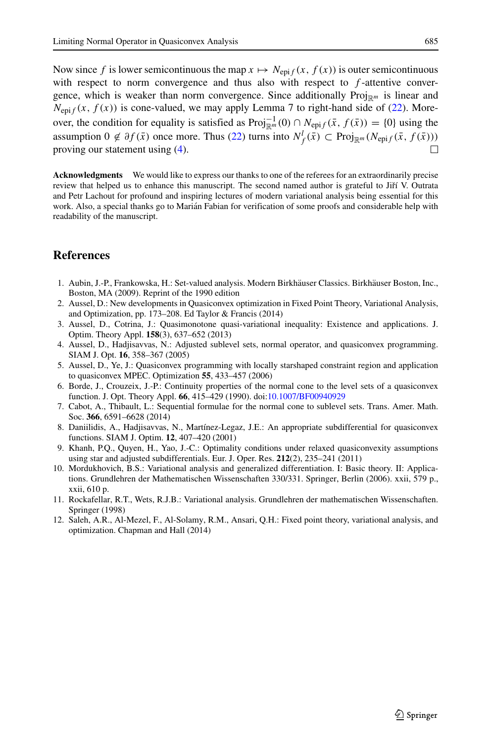Now since $f$ is lower semicontinuous the map $x \mapsto N_{\text{epi} f}(x, f(x))$ is outer semicontinuous with respect to norm convergence and thus also with respect to $f$-attentive convergence, which is weaker than norm convergence. Since additionally $\text{Proj}_{\mathbb{R}^m}$ is linear and $N_{\text{epi} f}(x, f(x))$ is cone-valued, we may apply Lemma 7 to right-hand side of (22). Moreover, the condition for equality is satisfied as $\text{Proj}_{\mathbb{R}^m}^{-1}(0) \cap N_{\text{epi} f}(\bar{x}, f(\bar{x})) = \{0\}$ using the assumption $0 \notin \partial f(\bar{x})$ once more. Thus (22) turns into $N_f^l(\bar{x}) \subset \text{Proj}_{\mathbb{R}^m}(N_{\text{epi} f}(\bar{x}, f(\bar{x})))$ proving our statement using (4). □

**Acknowledgments** We would like to express our thanks to one of the referees for an extraordinarily precise review that helped us to enhance this manuscript. The second named author is grateful to Jiří V. Outrata and Petr Lachout for profound and inspiring lectures of modern variational analysis being essential for this work. Also, a special thanks go to Marián Fabian for verification of some proofs and considerable help with readability of the manuscript.

## References

1. Aubin, J.-P., Frankowska, H.: Set-valued analysis. Modern Birkhäuser Classics. Birkhäuser Boston, Inc., Boston, MA (2009). Reprint of the 1990 edition
2. Aussel, D.: New developments in Quasiconvex optimization in Fixed Point Theory, Variational Analysis, and Optimization, pp. 173–208. Ed Taylor & Francis (2014)
3. Aussel, D., Cotrina, J.: Quasimonotone quasi-variational inequality: Existence and applications. J. Optim. Theory Appl. **158**(3), 637–652 (2013)
4. Aussel, D., Hadjisavvas, N.: Adjusted sublevel sets, normal operator, and quasiconvex programming. SIAM J. Opt. **16**, 358–367 (2005)
5. Aussel, D., Ye, J.: Quasiconvex programming with locally starshaped constraint region and application to quasiconvex MPEC. Optimization **55**, 433–457 (2006)
6. Borde, J., Crouzeix, J.-P.: Continuity properties of the normal cone to the level sets of a quasiconvex function. J. Opt. Theory Appl. **66**, 415–429 (1990). doi:10.1007/BF00940929
7. Cabot, A., Thibault, L.: Sequential formulae for the normal cone to sublevel sets. Trans. Amer. Math. Soc. **366**, 6591–6628 (2014)
8. Daniilidis, A., Hadjisavvas, N., Martínez-Legaz, J.E.: An appropriate subdifferential for quasiconvex functions. SIAM J. Optim. **12**, 407–420 (2001)
9. Khanh, P.Q., Quyen, H., Yao, J.-C.: Optimality conditions under relaxed quasiconvexity assumptions using star and adjusted subdifferentials. Eur. J. Oper. Res. **212**(2), 235–241 (2011)
10. Mordukhovich, B.S.: Variational analysis and generalized differentiation. I: Basic theory. II: Applications. Grundlehren der Mathematischen Wissenschaften 330/331. Springer, Berlin (2006). xxii, 579 p., xxii, 610 p.
11. Rockafellar, R.T., Wets, R.J.B.: Variational analysis. Grundlehren der mathematischen Wissenschaften. Springer (1998)
12. Saleh, A.R., Al-Mezel, F., Al-Solamy, R.M., Ansari, Q.H.: Fixed point theory, variational analysis, and optimization. Chapman and Hall (2014)